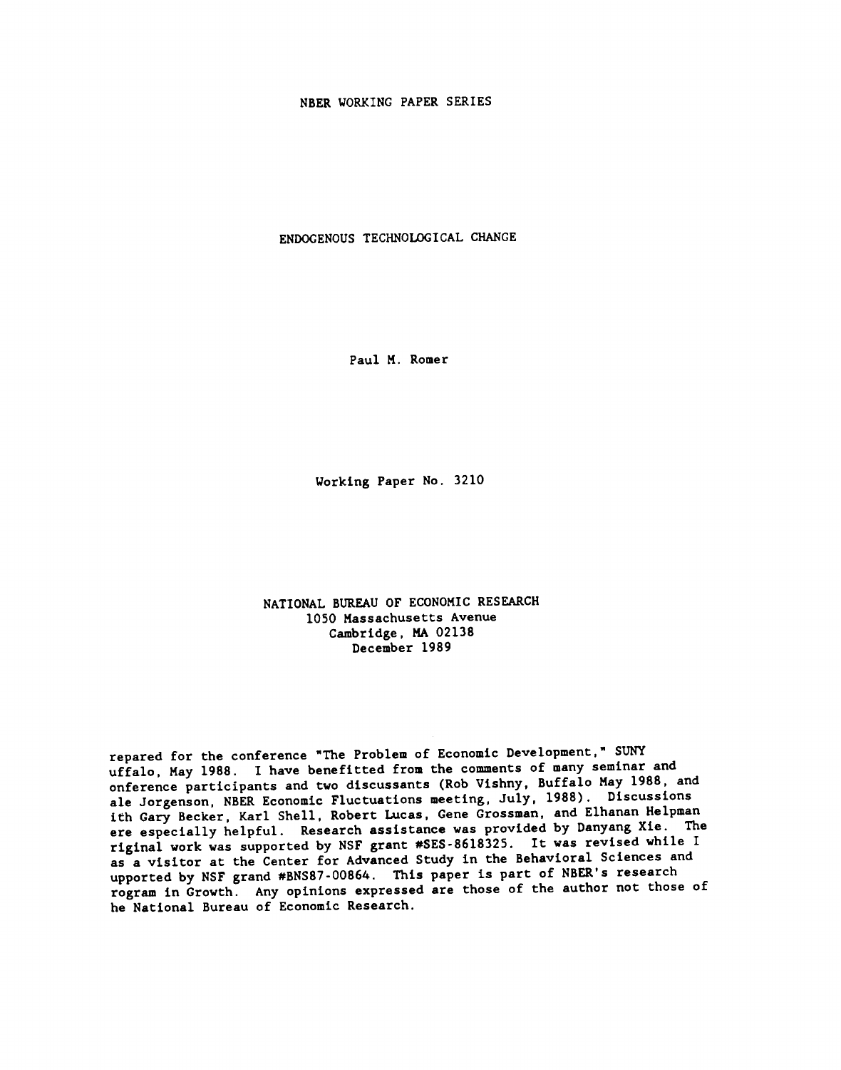NBER WORKING PAPER SERIES

# ENDOGENOUS TECHNOLOGICAL CHANGE

Paul M. Romer

Working Paper No. 3210

NATIONAL BUREAU OF ECONOMIC RESEARCH
1050 Massachusetts Avenue
Cambridge, MA 02138
December 1989

repared for the conference "The Problem of Economic Development," SUNY uffalo, May 1988. I have benefitted from the comments of many seminar and onference participants and two discussants (Rob Vishny, Buffalo May 1988, and ale Jorgenson, NBER Economic Fluctuations meeting, July, 1988). Discussions ith Gary Becker, Karl Shell, Robert Lucas, Gene Grossman, and Elhanan Helpman ere especially helpful. Research assistance was provided by Danyang Xie. The riginal work was supported by NSF grant #SES-8618325. It was revised while I as a visitor at the Center for Advanced Study in the Behavioral Sciences and upported by NSF grand #BNS87-00864. This paper is part of NBER's research rogram in Growth. Any opinions expressed are those of the author not those of he National Bureau of Economic Research.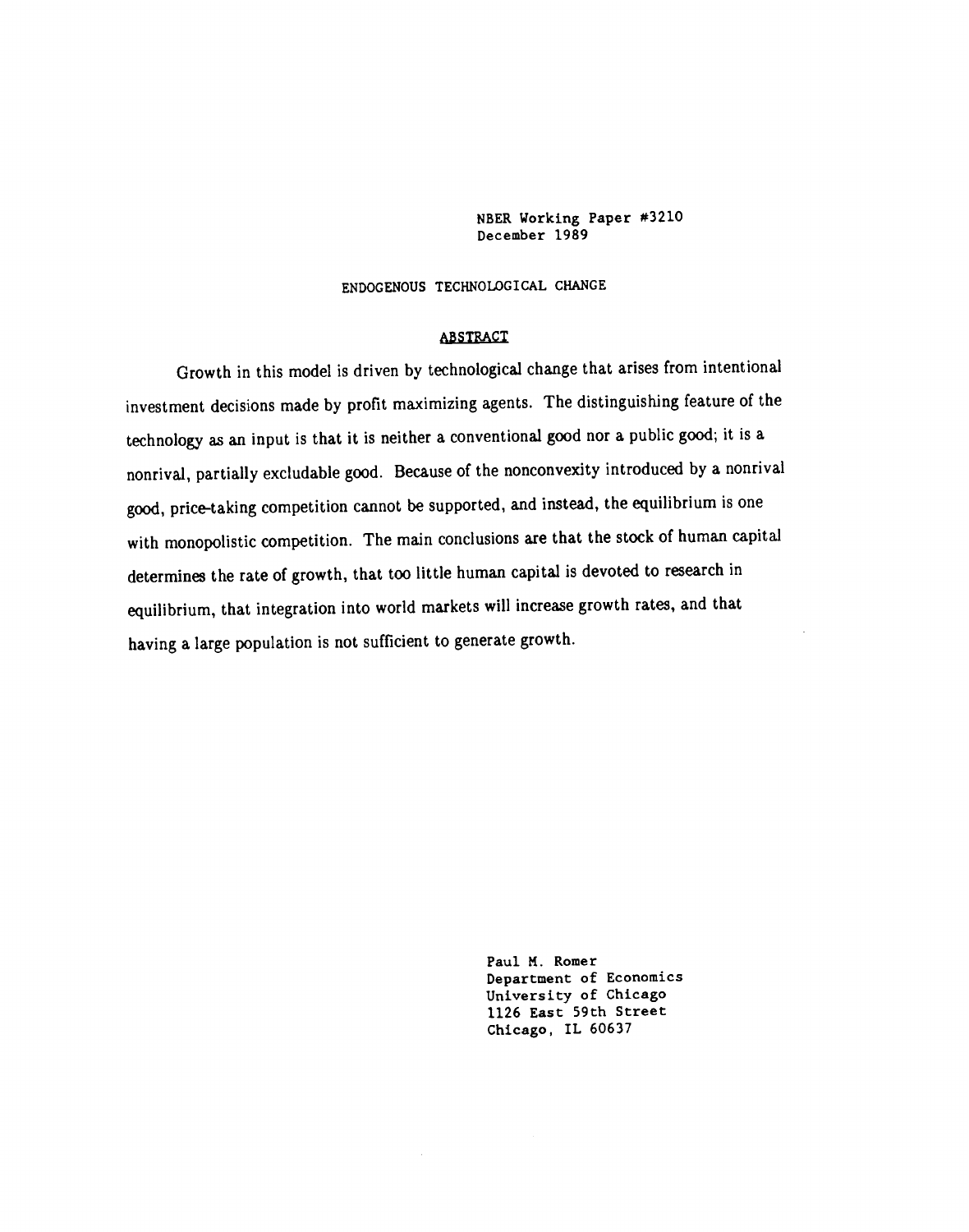NBER Working Paper #3210
December 1989

ENDOGENOUS TECHNOLOGICAL CHANGE

## ABSTRACT

Growth in this model is driven by technological change that arises from intentional investment decisions made by profit maximizing agents. The distinguishing feature of the technology as an input is that it is neither a conventional good nor a public good; it is a nonrival, partially excludable good. Because of the nonconvexity introduced by a nonrival good, price-taking competition cannot be supported, and instead, the equilibrium is one with monopolistic competition. The main conclusions are that the stock of human capital determines the rate of growth, that too little human capital is devoted to research in equilibrium, that integration into world markets will increase growth rates, and that having a large population is not sufficient to generate growth.

Paul M. Romer
Department of Economics
University of Chicago
1126 East 59th Street
Chicago, IL 60637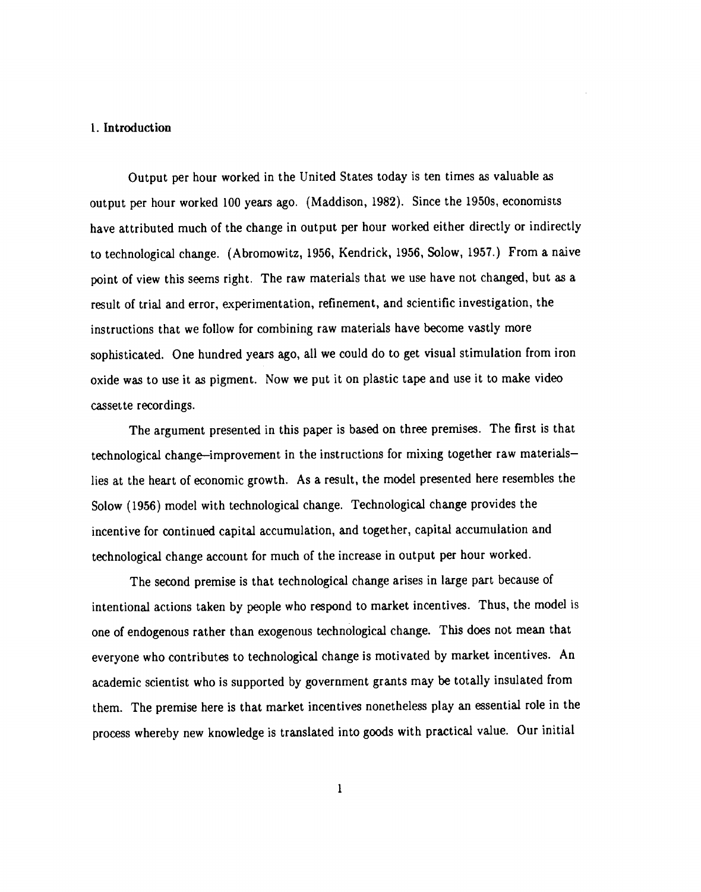## 1. Introduction

Output per hour worked in the United States today is ten times as valuable as output per hour worked 100 years ago. (Maddison, 1982). Since the 1950s, economists have attributed much of the change in output per hour worked either directly or indirectly to technological change. (Abromowitz, 1956, Kendrick, 1956, Solow, 1957.) From a naive point of view this seems right. The raw materials that we use have not changed, but as a result of trial and error, experimentation, refinement, and scientific investigation, the instructions that we follow for combining raw materials have become vastly more sophisticated. One hundred years ago, all we could do to get visual stimulation from iron oxide was to use it as pigment. Now we put it on plastic tape and use it to make video cassette recordings.

The argument presented in this paper is based on three premises. The first is that technological change—improvement in the instructions for mixing together raw materials—lies at the heart of economic growth. As a result, the model presented here resembles the Solow (1956) model with technological change. Technological change provides the incentive for continued capital accumulation, and together, capital accumulation and technological change account for much of the increase in output per hour worked.

The second premise is that technological change arises in large part because of intentional actions taken by people who respond to market incentives. Thus, the model is one of endogenous rather than exogenous technological change. This does not mean that everyone who contributes to technological change is motivated by market incentives. An academic scientist who is supported by government grants may be totally insulated from them. The premise here is that market incentives nonetheless play an essential role in the process whereby new knowledge is translated into goods with practical value. Our initial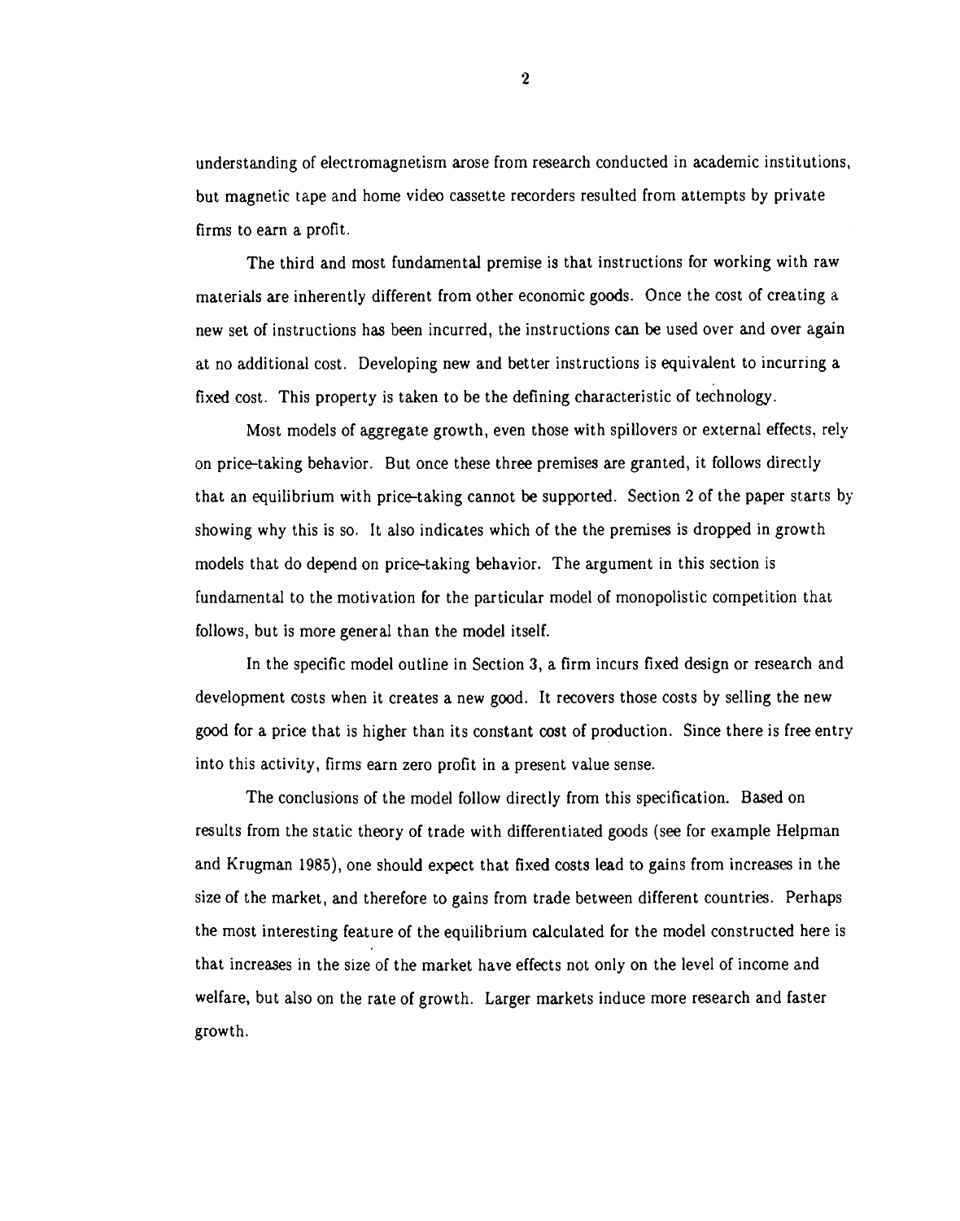understanding of electromagnetism arose from research conducted in academic institutions, but magnetic tape and home video cassette recorders resulted from attempts by private firms to earn a profit.

The third and most fundamental premise is that instructions for working with raw materials are inherently different from other economic goods. Once the cost of creating a new set of instructions has been incurred, the instructions can be used over and over again at no additional cost. Developing new and better instructions is equivalent to incurring a fixed cost. This property is taken to be the defining characteristic of technology.

Most models of aggregate growth, even those with spillovers or external effects, rely on price-taking behavior. But once these three premises are granted, it follows directly that an equilibrium with price-taking cannot be supported. Section 2 of the paper starts by showing why this is so. It also indicates which of the the premises is dropped in growth models that do depend on price-taking behavior. The argument in this section is fundamental to the motivation for the particular model of monopolistic competition that follows, but is more general than the model itself.

In the specific model outline in Section 3, a firm incurs fixed design or research and development costs when it creates a new good. It recovers those costs by selling the new good for a price that is higher than its constant cost of production. Since there is free entry into this activity, firms earn zero profit in a present value sense.

The conclusions of the model follow directly from this specification. Based on results from the static theory of trade with differentiated goods (see for example Helpman and Krugman 1985), one should expect that fixed costs lead to gains from increases in the size of the market, and therefore to gains from trade between different countries. Perhaps the most interesting feature of the equilibrium calculated for the model constructed here is that increases in the size of the market have effects not only on the level of income and welfare, but also on the rate of growth. Larger markets induce more research and faster growth.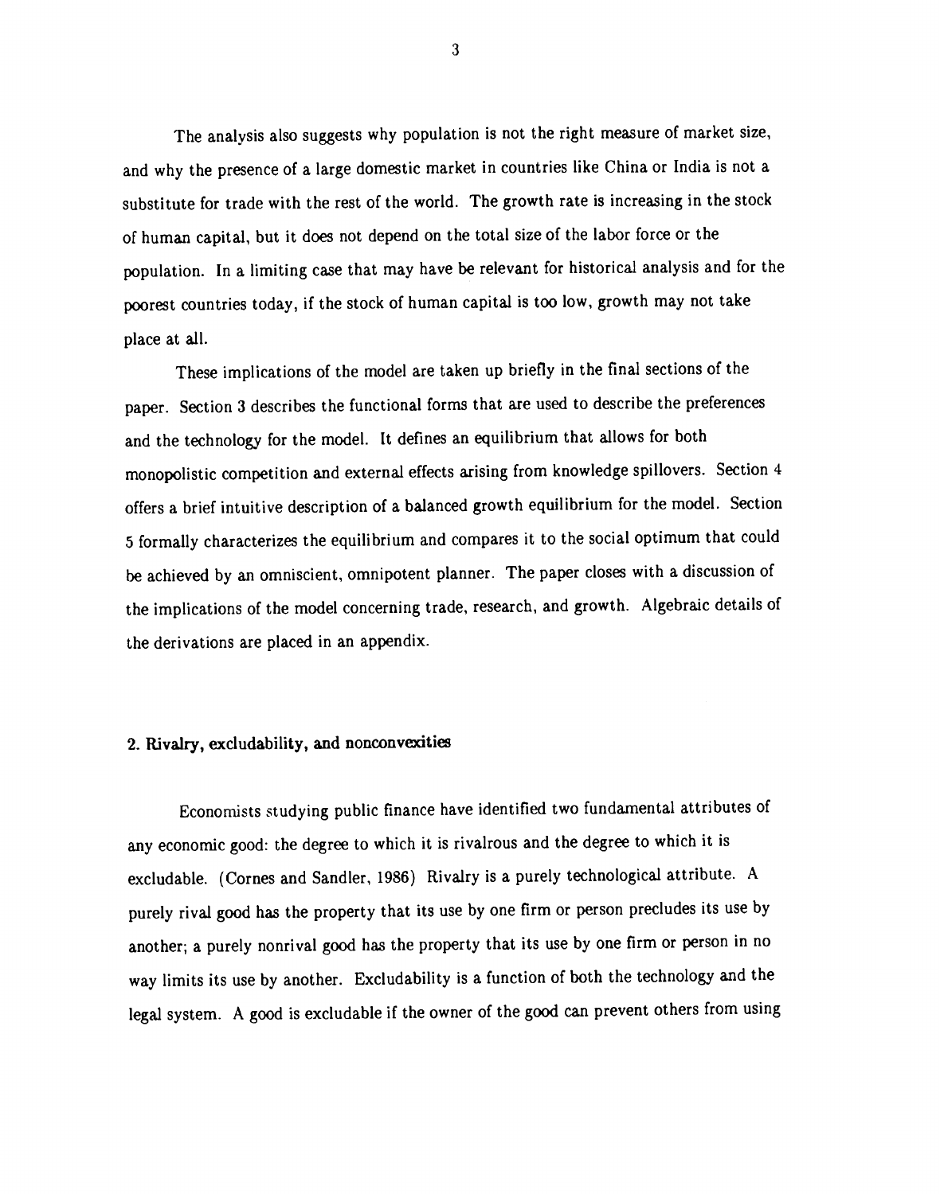The analysis also suggests why population is not the right measure of market size, and why the presence of a large domestic market in countries like China or India is not a substitute for trade with the rest of the world. The growth rate is increasing in the stock of human capital, but it does not depend on the total size of the labor force or the population. In a limiting case that may have be relevant for historical analysis and for the poorest countries today, if the stock of human capital is too low, growth may not take place at all.

These implications of the model are taken up briefly in the final sections of the paper. Section 3 describes the functional forms that are used to describe the preferences and the technology for the model. It defines an equilibrium that allows for both monopolistic competition and external effects arising from knowledge spillovers. Section 4 offers a brief intuitive description of a balanced growth equilibrium for the model. Section 5 formally characterizes the equilibrium and compares it to the social optimum that could be achieved by an omniscient, omnipotent planner. The paper closes with a discussion of the implications of the model concerning trade, research, and growth. Algebraic details of the derivations are placed in an appendix.

## 2. Rivalry, excludability, and nonconvexities

Economists studying public finance have identified two fundamental attributes of any economic good: the degree to which it is rivalrous and the degree to which it is excludable. (Cornes and Sandler, 1986) Rivalry is a purely technological attribute. A purely rival good has the property that its use by one firm or person precludes its use by another; a purely nonrival good has the property that its use by one firm or person in no way limits its use by another. Excludability is a function of both the technology and the legal system. A good is excludable if the owner of the good can prevent others from using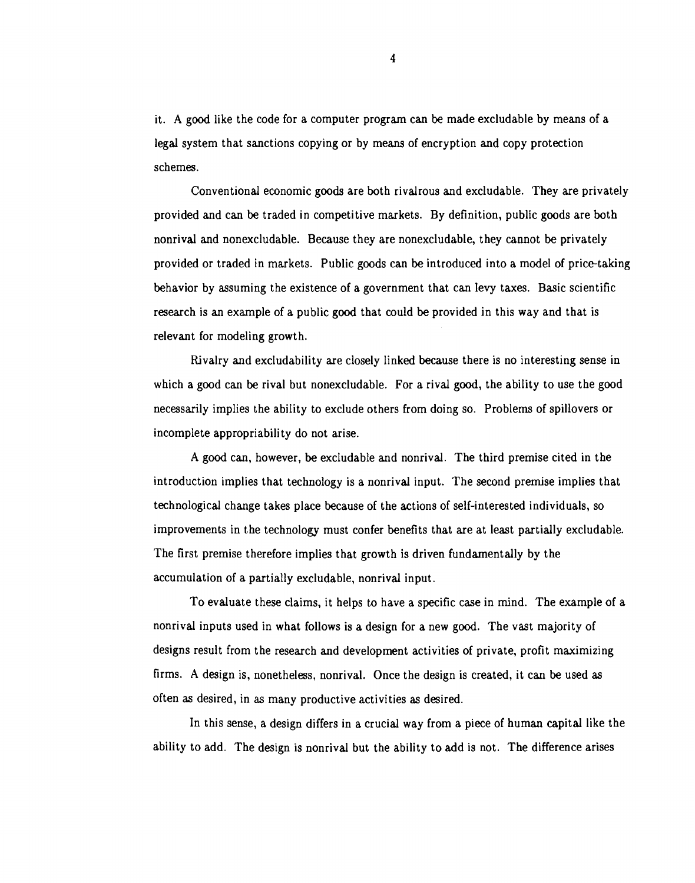it. A good like the code for a computer program can be made excludable by means of a legal system that sanctions copying or by means of encryption and copy protection schemes.

Conventional economic goods are both rivalrous and excludable. They are privately provided and can be traded in competitive markets. By definition, public goods are both nonrival and nonexcludable. Because they are nonexcludable, they cannot be privately provided or traded in markets. Public goods can be introduced into a model of price-taking behavior by assuming the existence of a government that can levy taxes. Basic scientific research is an example of a public good that could be provided in this way and that is relevant for modeling growth.

Rivalry and excludability are closely linked because there is no interesting sense in which a good can be rival but nonexcludable. For a rival good, the ability to use the good necessarily implies the ability to exclude others from doing so. Problems of spillovers or incomplete appropriability do not arise.

A good can, however, be excludable and nonrival. The third premise cited in the introduction implies that technology is a nonrival input. The second premise implies that technological change takes place because of the actions of self-interested individuals, so improvements in the technology must confer benefits that are at least partially excludable. The first premise therefore implies that growth is driven fundamentally by the accumulation of a partially excludable, nonrival input.

To evaluate these claims, it helps to have a specific case in mind. The example of a nonrival inputs used in what follows is a design for a new good. The vast majority of designs result from the research and development activities of private, profit maximizing firms. A design is, nonetheless, nonrival. Once the design is created, it can be used as often as desired, in as many productive activities as desired.

In this sense, a design differs in a crucial way from a piece of human capital like the ability to add. The design is nonrival but the ability to add is not. The difference arises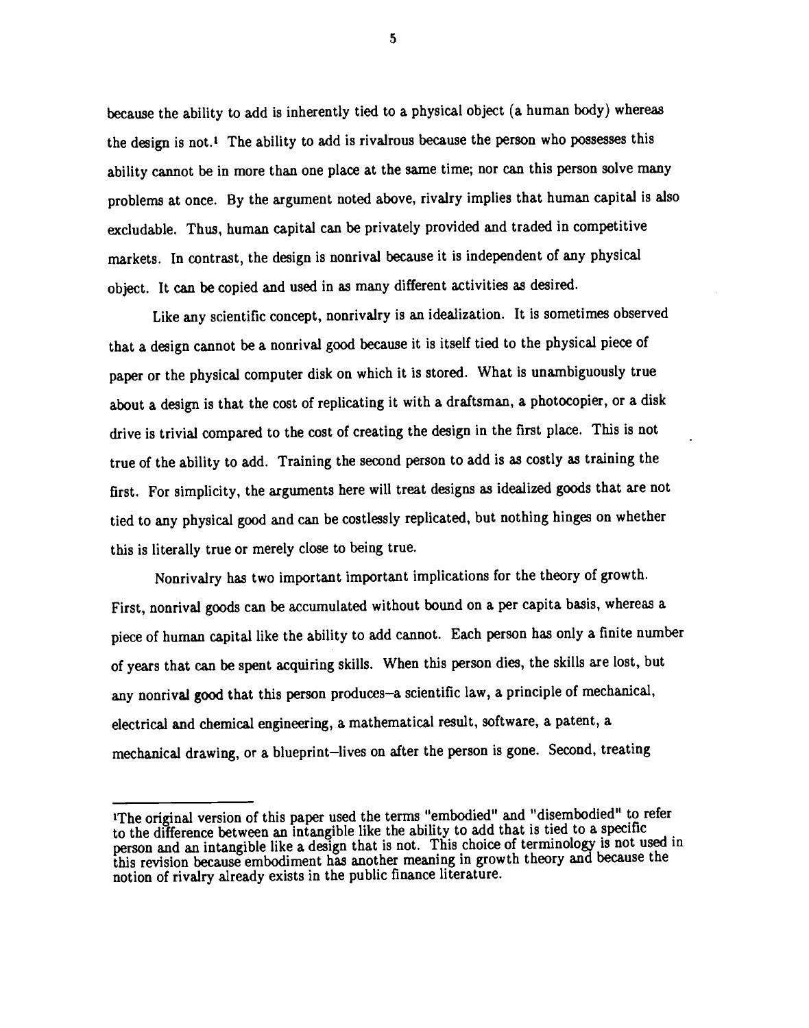because the ability to add is inherently tied to a physical object (a human body) whereas the design is not.[1] The ability to add is rivalrous because the person who possesses this ability cannot be in more than one place at the same time; nor can this person solve many problems at once. By the argument noted above, rivalry implies that human capital is also excludable. Thus, human capital can be privately provided and traded in competitive markets. In contrast, the design is nonrival because it is independent of any physical object. It can be copied and used in as many different activities as desired.

Like any scientific concept, nonrivalry is an idealization. It is sometimes observed that a design cannot be a nonrival good because it is itself tied to the physical piece of paper or the physical computer disk on which it is stored. What is unambiguously true about a design is that the cost of replicating it with a draftsman, a photocopier, or a disk drive is trivial compared to the cost of creating the design in the first place. This is not true of the ability to add. Training the second person to add is as costly as training the first. For simplicity, the arguments here will treat designs as idealized goods that are not tied to any physical good and can be costlessly replicated, but nothing hinges on whether this is literally true or merely close to being true.

Nonrivalry has two important important implications for the theory of growth. First, nonrival goods can be accumulated without bound on a per capita basis, whereas a piece of human capital like the ability to add cannot. Each person has only a finite number of years that can be spent acquiring skills. When this person dies, the skills are lost, but any nonrival good that this person produces–a scientific law, a principle of mechanical, electrical and chemical engineering, a mathematical result, software, a patent, a mechanical drawing, or a blueprint–lives on after the person is gone. Second, treating

[1]The original version of this paper used the terms "embodied" and "disembodied" to refer to the difference between an intangible like the ability to add that is tied to a specific person and an intangible like a design that is not. This choice of terminology is not used in this revision because embodiment has another meaning in growth theory and because the notion of rivalry already exists in the public finance literature.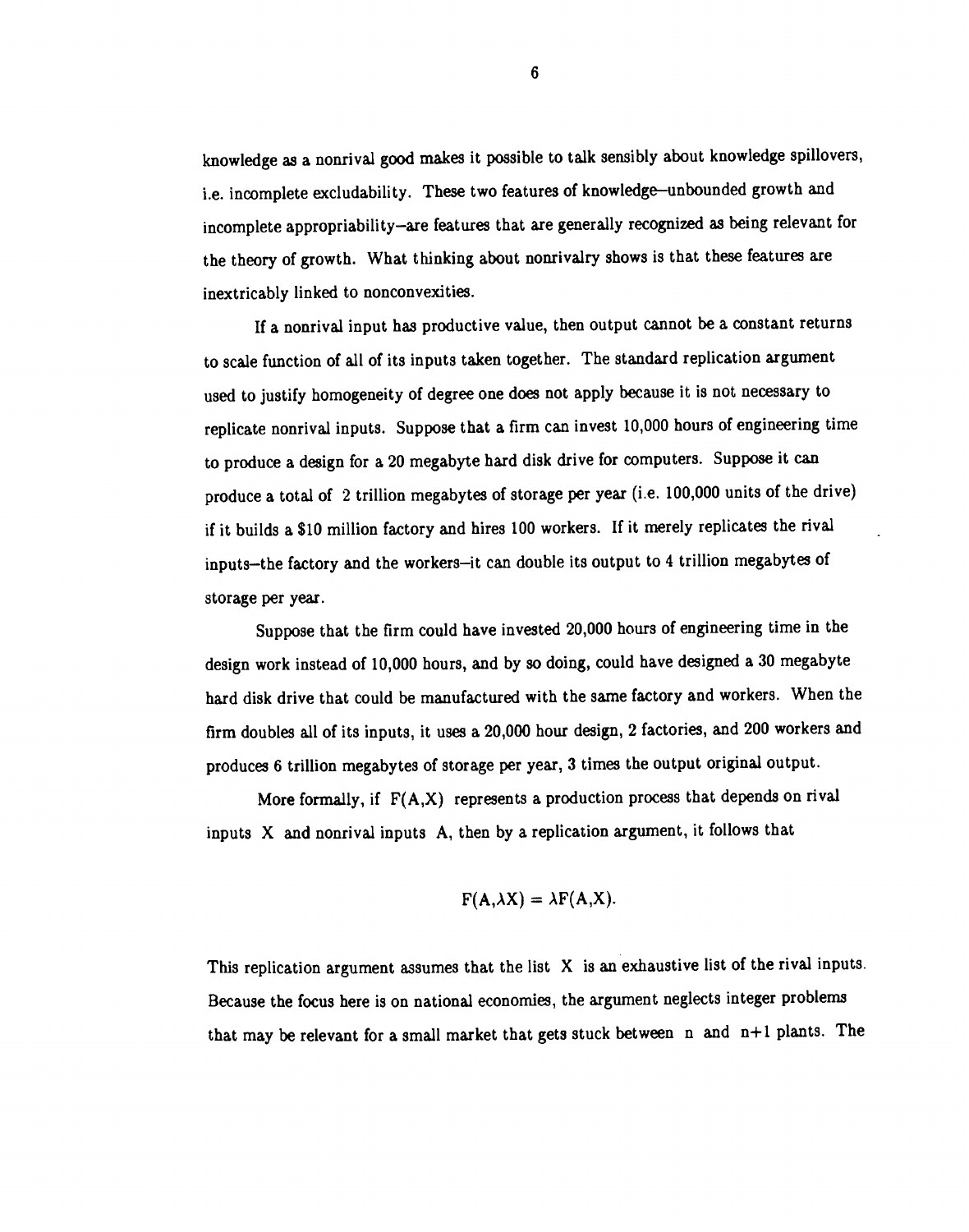knowledge as a nonrival good makes it possible to talk sensibly about knowledge spillovers, i.e. incomplete excludability. These two features of knowledge–unbounded growth and incomplete appropriability–are features that are generally recognized as being relevant for the theory of growth. What thinking about nonrivalry shows is that these features are inextricably linked to nonconvexities.

If a nonrival input has productive value, then output cannot be a constant returns to scale function of all of its inputs taken together. The standard replication argument used to justify homogeneity of degree one does not apply because it is not necessary to replicate nonrival inputs. Suppose that a firm can invest 10,000 hours of engineering time to produce a design for a 20 megabyte hard disk drive for computers. Suppose it can produce a total of 2 trillion megabytes of storage per year (i.e. 100,000 units of the drive) if it builds a \$10 million factory and hires 100 workers. If it merely replicates the rival inputs–the factory and the workers–it can double its output to 4 trillion megabytes of storage per year.

Suppose that the firm could have invested 20,000 hours of engineering time in the design work instead of 10,000 hours, and by so doing, could have designed a 30 megabyte hard disk drive that could be manufactured with the same factory and workers. When the firm doubles all of its inputs, it uses a 20,000 hour design, 2 factories, and 200 workers and produces 6 trillion megabytes of storage per year, 3 times the output original output.

More formally, if $F(A,X)$ represents a production process that depends on rival inputs $X$ and nonrival inputs $A$, then by a replication argument, it follows that

$$F(A,\lambda X) = \lambda F(A,X).$$

This replication argument assumes that the list $X$ is an exhaustive list of the rival inputs. Because the focus here is on national economies, the argument neglects integer problems that may be relevant for a small market that gets stuck between $n$ and $n+1$ plants. The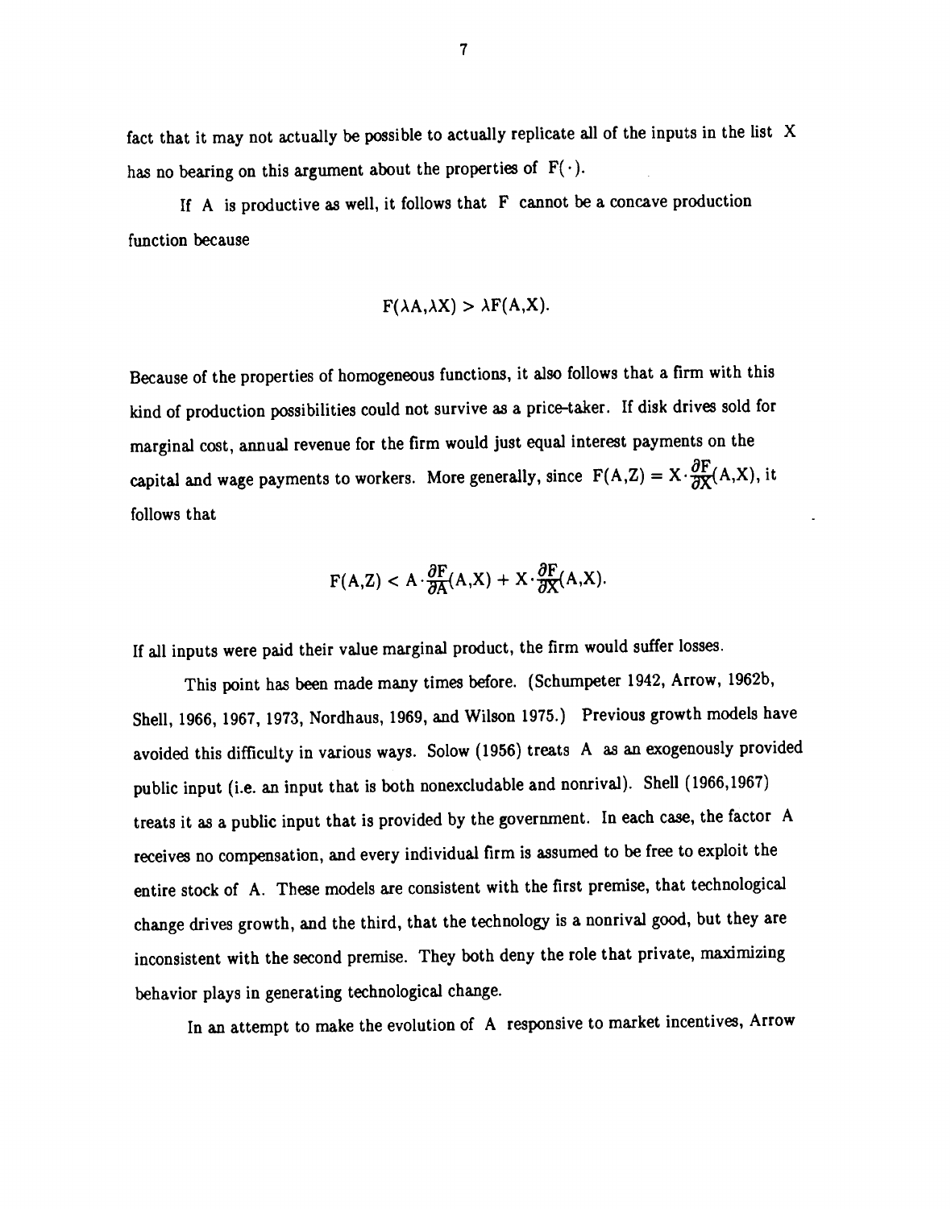fact that it may not actually be possible to actually replicate all of the inputs in the list $X$ has no bearing on this argument about the properties of $F(\cdot)$.

If $A$ is productive as well, it follows that $F$ cannot be a concave production function because

$$F(\lambda A, \lambda X) > \lambda F(A,X).$$

Because of the properties of homogeneous functions, it also follows that a firm with this kind of production possibilities could not survive as a price-taker. If disk drives sold for marginal cost, annual revenue for the firm would just equal interest payments on the capital and wage payments to workers. More generally, since $F(A,Z) = X \cdot \frac{\partial F}{\partial X}(A,X)$, it follows that

$$F(A,Z) < A \cdot \frac{\partial F}{\partial A}(A,X) + X \cdot \frac{\partial F}{\partial X}(A,X).$$

If all inputs were paid their value marginal product, the firm would suffer losses.

This point has been made many times before. (Schumpeter 1942, Arrow, 1962b, Shell, 1966, 1967, 1973, Nordhaus, 1969, and Wilson 1975.) Previous growth models have avoided this difficulty in various ways. Solow (1956) treats $A$ as an exogenously provided public input (i.e. an input that is both nonexcludable and nonrival). Shell (1966,1967) treats it as a public input that is provided by the government. In each case, the factor $A$ receives no compensation, and every individual firm is assumed to be free to exploit the entire stock of $A$. These models are consistent with the first premise, that technological change drives growth, and the third, that the technology is a nonrival good, but they are inconsistent with the second premise. They both deny the role that private, maximizing behavior plays in generating technological change.

In an attempt to make the evolution of $A$ responsive to market incentives, Arrow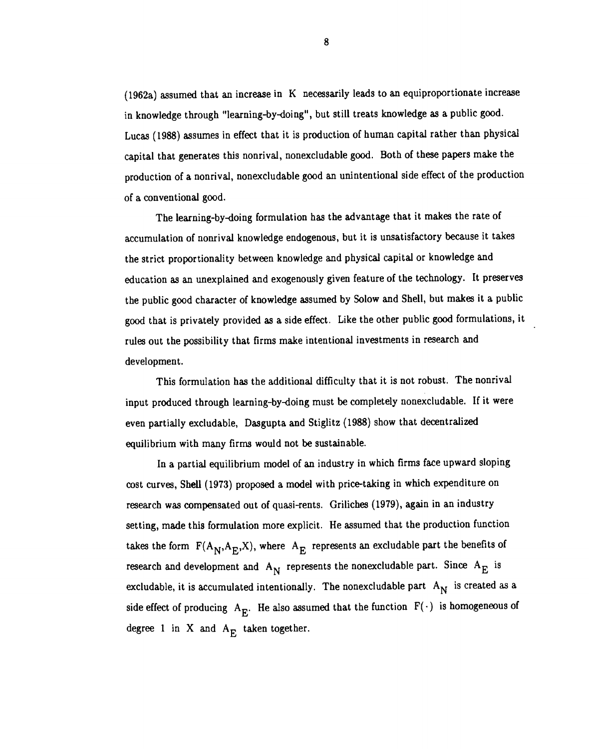(1962a) assumed that an increase in $K$ necessarily leads to an equiproportionate increase in knowledge through "learning-by-doing", but still treats knowledge as a public good. Lucas (1988) assumes in effect that it is production of human capital rather than physical capital that generates this nonrival, nonexcludable good. Both of these papers make the production of a nonrival, nonexcludable good an unintentional side effect of the production of a conventional good.

The learning-by-doing formulation has the advantage that it makes the rate of accumulation of nonrival knowledge endogenous, but it is unsatisfactory because it takes the strict proportionality between knowledge and physical capital or knowledge and education as an unexplained and exogenously given feature of the technology. It preserves the public good character of knowledge assumed by Solow and Shell, but makes it a public good that is privately provided as a side effect. Like the other public good formulations, it rules out the possibility that firms make intentional investments in research and development.

This formulation has the additional difficulty that it is not robust. The nonrival input produced through learning-by-doing must be completely nonexcludable. If it were even partially excludable, Dasgupta and Stiglitz (1988) show that decentralized equilibrium with many firms would not be sustainable.

In a partial equilibrium model of an industry in which firms face upward sloping cost curves, Shell (1973) proposed a model with price-taking in which expenditure on research was compensated out of quasi-rents. Griliches (1979), again in an industry setting, made this formulation more explicit. He assumed that the production function takes the form $F(A_N, A_E, X)$, where $A_E$ represents an excludable part the benefits of research and development and $A_N$ represents the nonexcludable part. Since $A_E$ is excludable, it is accumulated intentionally. The nonexcludable part $A_N$ is created as a side effect of producing $A_E$. He also assumed that the function $F(\cdot)$ is homogeneous of degree 1 in $X$ and $A_E$ taken together.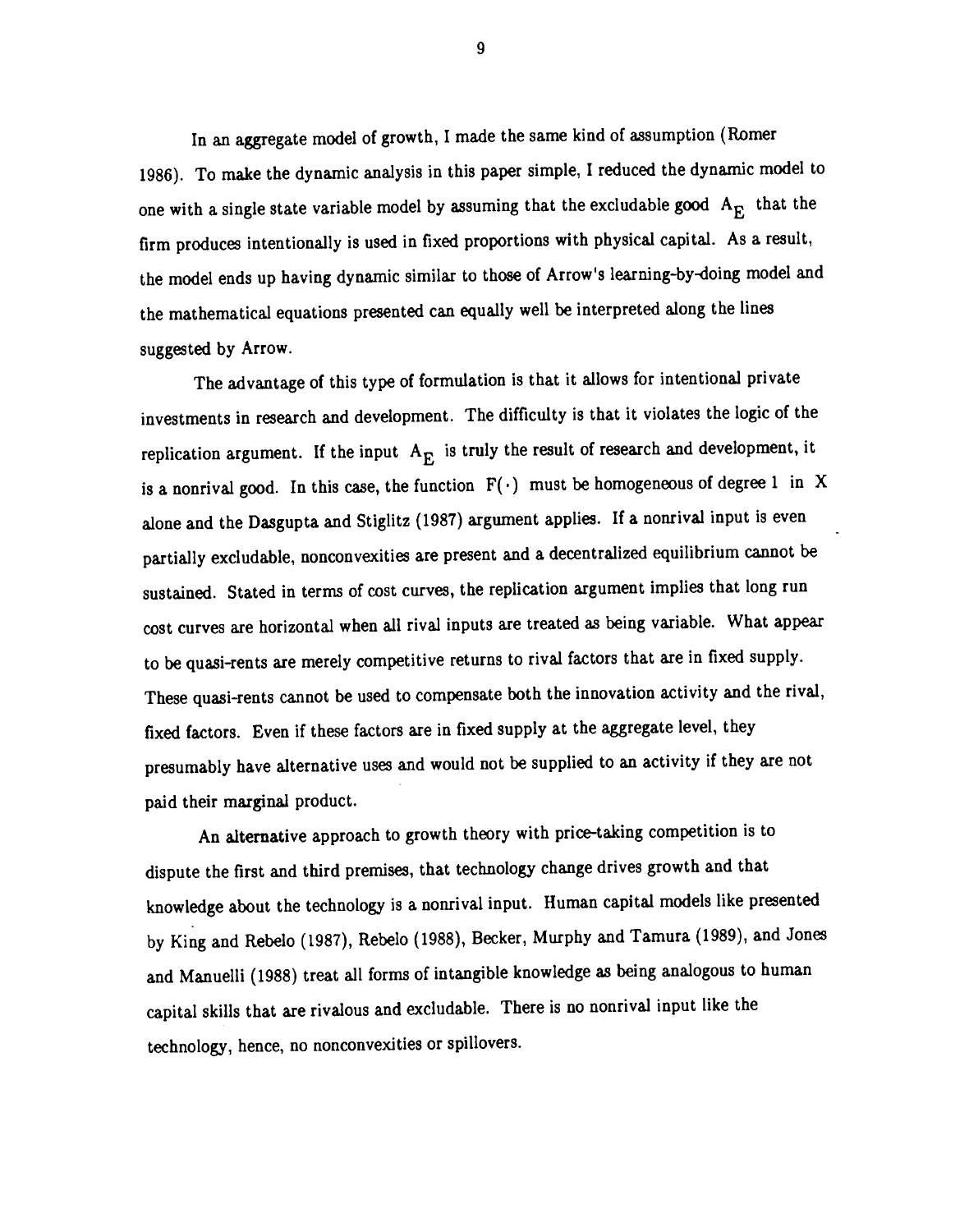In an aggregate model of growth, I made the same kind of assumption (Romer 1986). To make the dynamic analysis in this paper simple, I reduced the dynamic model to one with a single state variable model by assuming that the excludable good $A_E$ that the firm produces intentionally is used in fixed proportions with physical capital. As a result, the model ends up having dynamic similar to those of Arrow's learning-by-doing model and the mathematical equations presented can equally well be interpreted along the lines suggested by Arrow.

The advantage of this type of formulation is that it allows for intentional private investments in research and development. The difficulty is that it violates the logic of the replication argument. If the input $A_E$ is truly the result of research and development, it is a nonrival good. In this case, the function $F(\cdot)$ must be homogeneous of degree 1 in $X$ alone and the Dasgupta and Stiglitz (1987) argument applies. If a nonrival input is even partially excludable, nonconvexities are present and a decentralized equilibrium cannot be sustained. Stated in terms of cost curves, the replication argument implies that long run cost curves are horizontal when all rival inputs are treated as being variable. What appear to be quasi-rents are merely competitive returns to rival factors that are in fixed supply. These quasi-rents cannot be used to compensate both the innovation activity and the rival, fixed factors. Even if these factors are in fixed supply at the aggregate level, they presumably have alternative uses and would not be supplied to an activity if they are not paid their marginal product.

An alternative approach to growth theory with price-taking competition is to dispute the first and third premises, that technology change drives growth and that knowledge about the technology is a nonrival input. Human capital models like presented by King and Rebelo (1987), Rebelo (1988), Becker, Murphy and Tamura (1989), and Jones and Manuelli (1988) treat all forms of intangible knowledge as being analogous to human capital skills that are rivalous and excludable. There is no nonrival input like the technology, hence, no nonconvexities or spillovers.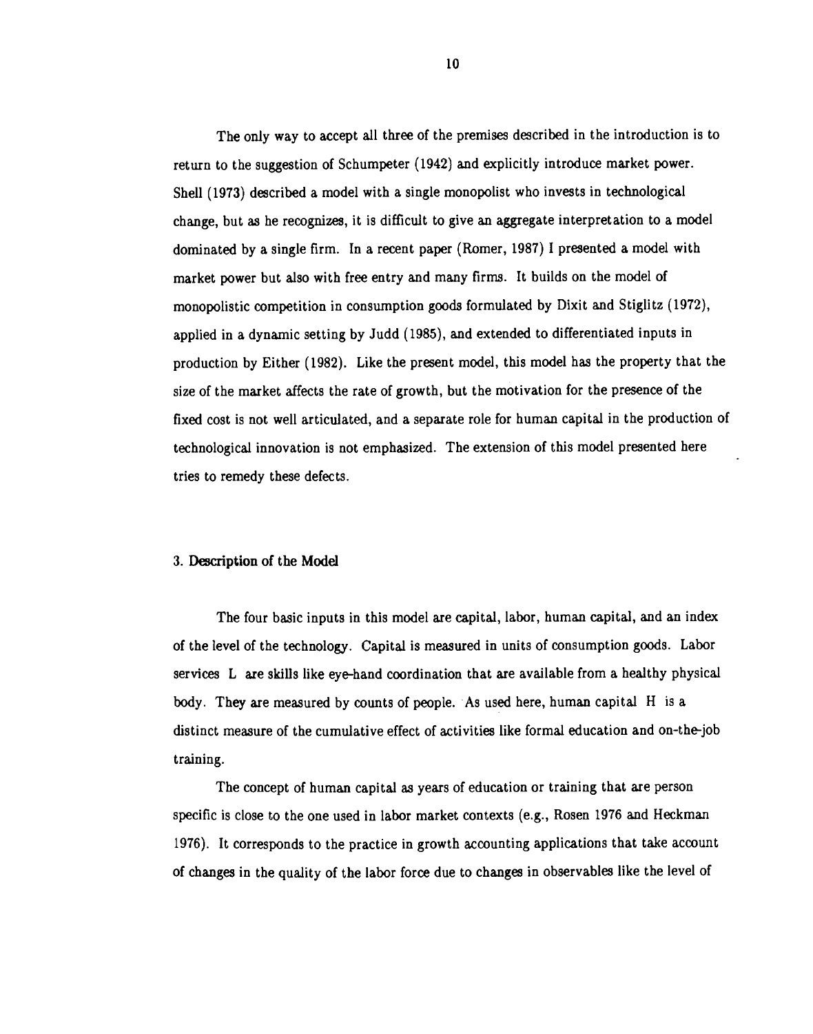The only way to accept all three of the premises described in the introduction is to return to the suggestion of Schumpeter (1942) and explicitly introduce market power. Shell (1973) described a model with a single monopolist who invests in technological change, but as he recognizes, it is difficult to give an aggregate interpretation to a model dominated by a single firm. In a recent paper (Romer, 1987) I presented a model with market power but also with free entry and many firms. It builds on the model of monopolistic competition in consumption goods formulated by Dixit and Stiglitz (1972), applied in a dynamic setting by Judd (1985), and extended to differentiated inputs in production by Either (1982). Like the present model, this model has the property that the size of the market affects the rate of growth, but the motivation for the presence of the fixed cost is not well articulated, and a separate role for human capital in the production of technological innovation is not emphasized. The extension of this model presented here tries to remedy these defects.

## 3. Description of the Model

The four basic inputs in this model are capital, labor, human capital, and an index of the level of the technology. Capital is measured in units of consumption goods. Labor services $L$ are skills like eye-hand coordination that are available from a healthy physical body. They are measured by counts of people. As used here, human capital $H$ is a distinct measure of the cumulative effect of activities like formal education and on-the-job training.

The concept of human capital as years of education or training that are person specific is close to the one used in labor market contexts (e.g., Rosen 1976 and Heckman 1976). It corresponds to the practice in growth accounting applications that take account of changes in the quality of the labor force due to changes in observables like the level of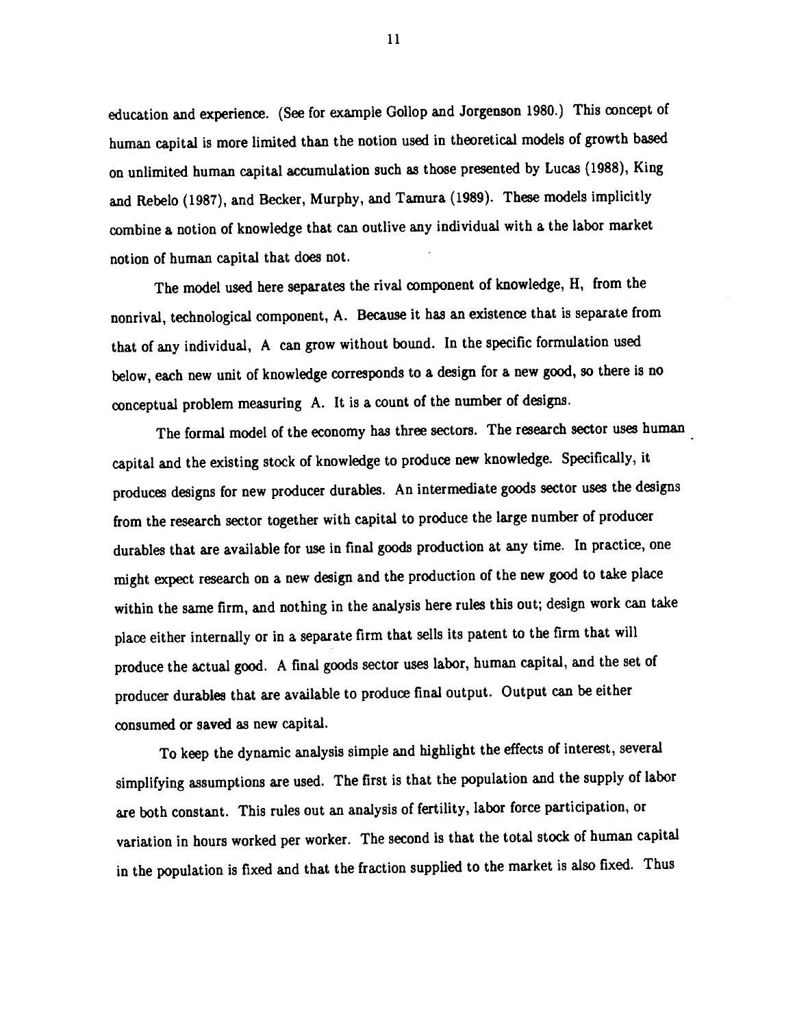education and experience. (See for example Gollop and Jorgenson 1980.) This concept of human capital is more limited than the notion used in theoretical models of growth based on unlimited human capital accumulation such as those presented by Lucas (1988), King and Rebelo (1987), and Becker, Murphy, and Tamura (1989). These models implicitly combine a notion of knowledge that can outlive any individual with a the labor market notion of human capital that does not.

The model used here separates the rival component of knowledge, $H$, from the nonrival, technological component, $A$. Because it has an existence that is separate from that of any individual, $A$ can grow without bound. In the specific formulation used below, each new unit of knowledge corresponds to a design for a new good, so there is no conceptual problem measuring $A$. It is a count of the number of designs.

The formal model of the economy has three sectors. The research sector uses human capital and the existing stock of knowledge to produce new knowledge. Specifically, it produces designs for new producer durables. An intermediate goods sector uses the designs from the research sector together with capital to produce the large number of producer durables that are available for use in final goods production at any time. In practice, one might expect research on a new design and the production of the new good to take place within the same firm, and nothing in the analysis here rules this out; design work can take place either internally or in a separate firm that sells its patent to the firm that will produce the actual good. A final goods sector uses labor, human capital, and the set of producer durables that are available to produce final output. Output can be either consumed or saved as new capital.

To keep the dynamic analysis simple and highlight the effects of interest, several simplifying assumptions are used. The first is that the population and the supply of labor are both constant. This rules out an analysis of fertility, labor force participation, or variation in hours worked per worker. The second is that the total stock of human capital in the population is fixed and that the fraction supplied to the market is also fixed. Thus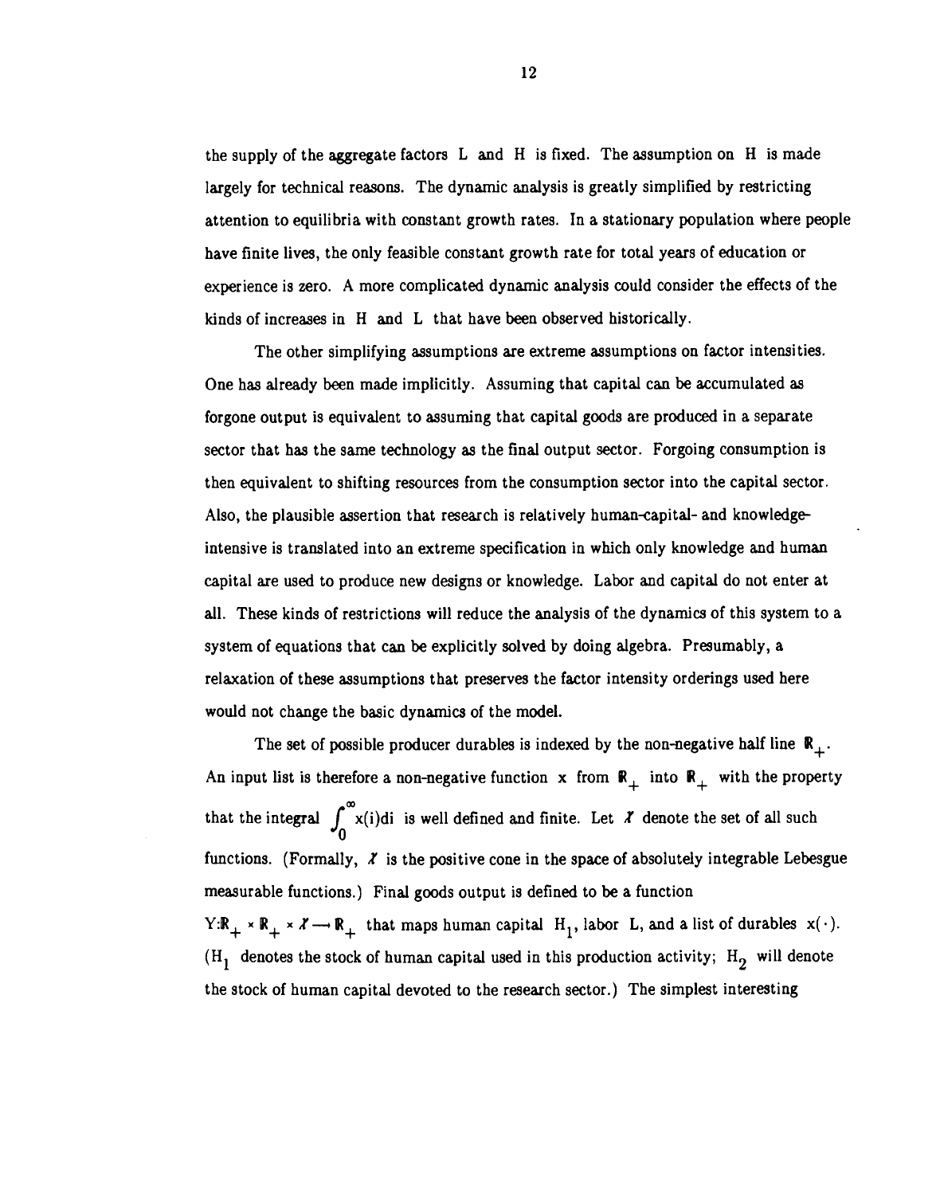the supply of the aggregate factors L and H is fixed. The assumption on H is made largely for technical reasons. The dynamic analysis is greatly simplified by restricting attention to equilibria with constant growth rates. In a stationary population where people have finite lives, the only feasible constant growth rate for total years of education or experience is zero. A more complicated dynamic analysis could consider the effects of the kinds of increases in H and L that have been observed historically.

The other simplifying assumptions are extreme assumptions on factor intensities. One has already been made implicitly. Assuming that capital can be accumulated as forgone output is equivalent to assuming that capital goods are produced in a separate sector that has the same technology as the final output sector. Forgoing consumption is then equivalent to shifting resources from the consumption sector into the capital sector. Also, the plausible assertion that research is relatively human-capital- and knowledge-intensive is translated into an extreme specification in which only knowledge and human capital are used to produce new designs or knowledge. Labor and capital do not enter at all. These kinds of restrictions will reduce the analysis of the dynamics of this system to a system of equations that can be explicitly solved by doing algebra. Presumably, a relaxation of these assumptions that preserves the factor intensity orderings used here would not change the basic dynamics of the model.

The set of possible producer durables is indexed by the non-negative half line $\mathbb{R}_+$. An input list is therefore a non-negative function x from $\mathbb{R}_+$ into $\mathbb{R}_+$ with the property that the integral $\int_0^\infty x(i)di$ is well defined and finite. Let $\mathcal{X}$ denote the set of all such functions. (Formally, $\mathcal{X}$ is the positive cone in the space of absolutely integrable Lebesgue measurable functions.) Final goods output is defined to be a function $Y:\mathbb{R}_+ \times \mathbb{R}_+ \times \mathcal{X} \rightarrow \mathbb{R}_+$ that maps human capital $H_1$, labor L, and a list of durables $x(\cdot)$. ($H_1$ denotes the stock of human capital used in this production activity; $H_2$ will denote the stock of human capital devoted to the research sector.) The simplest interesting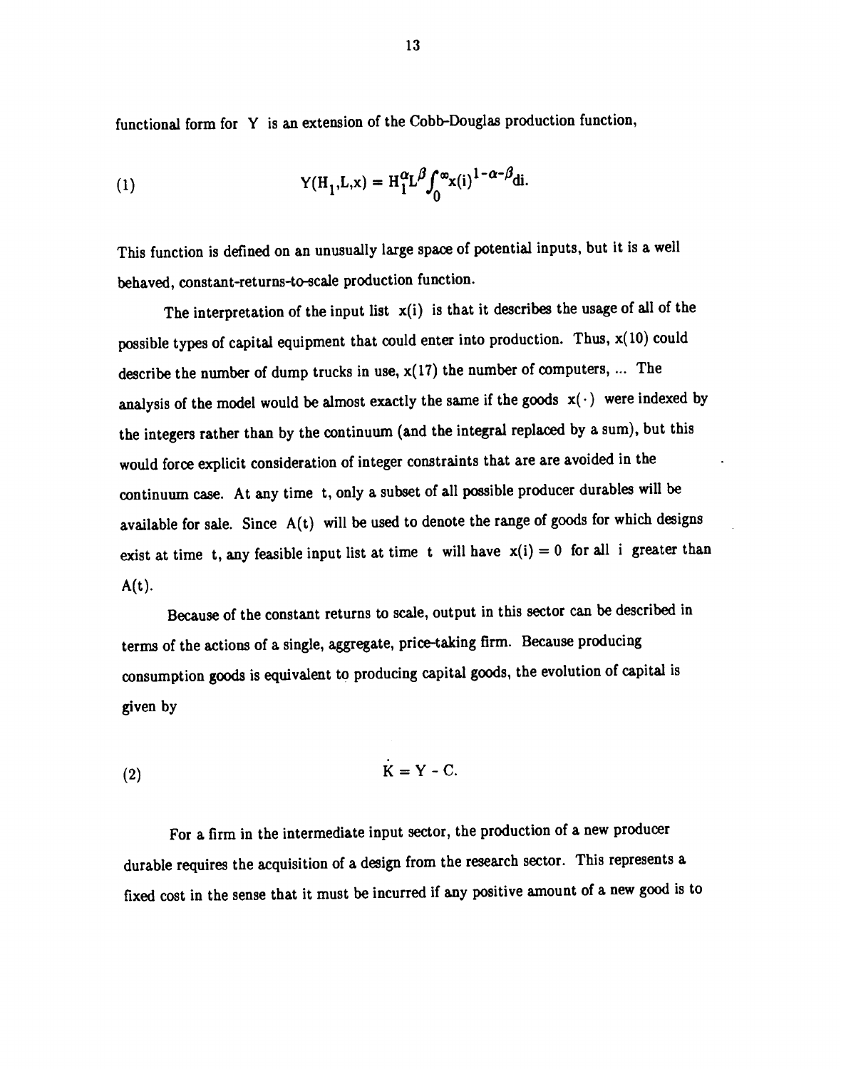functional form for $Y$ is an extension of the Cobb-Douglas production function,

$$Y(H_1,L,x) = H_1^{\alpha}L^{\beta}\int_0^{\infty}x(i)^{1-\alpha-\beta}di. \tag{1}$$

This function is defined on an unusually large space of potential inputs, but it is a well behaved, constant-returns-to-scale production function.

The interpretation of the input list $x(i)$ is that it describes the usage of all of the possible types of capital equipment that could enter into production. Thus, $x(10)$ could describe the number of dump trucks in use, $x(17)$ the number of computers, ... The analysis of the model would be almost exactly the same if the goods $x(\cdot)$ were indexed by the integers rather than by the continuum (and the integral replaced by a sum), but this would force explicit consideration of integer constraints that are are avoided in the continuum case. At any time $t$, only a subset of all possible producer durables will be available for sale. Since $A(t)$ will be used to denote the range of goods for which designs exist at time $t$, any feasible input list at time $t$ will have $x(i) = 0$ for all $i$ greater than $A(t)$.

Because of the constant returns to scale, output in this sector can be described in terms of the actions of a single, aggregate, price-taking firm. Because producing consumption goods is equivalent to producing capital goods, the evolution of capital is given by

$$\dot{K} = Y - C. \tag{2}$$

For a firm in the intermediate input sector, the production of a new producer durable requires the acquisition of a design from the research sector. This represents a fixed cost in the sense that it must be incurred if any positive amount of a new good is to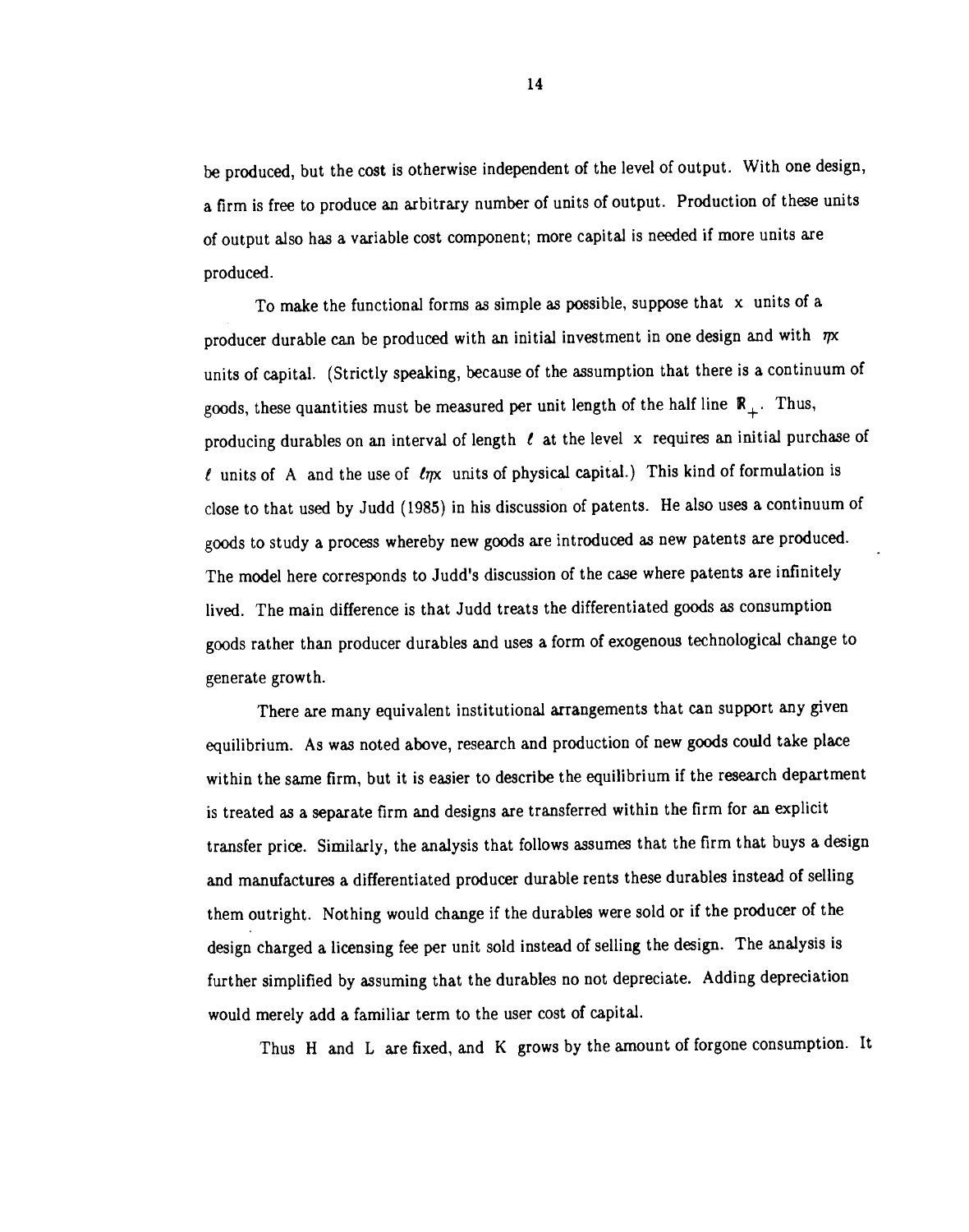be produced, but the cost is otherwise independent of the level of output. With one design, a firm is free to produce an arbitrary number of units of output. Production of these units of output also has a variable cost component; more capital is needed if more units are produced.

To make the functional forms as simple as possible, suppose that $x$ units of a producer durable can be produced with an initial investment in one design and with $\eta x$ units of capital. (Strictly speaking, because of the assumption that there is a continuum of goods, these quantities must be measured per unit length of the half line $\mathbb{R}_+$. Thus, producing durables on an interval of length $\ell$ at the level $x$ requires an initial purchase of $\ell$ units of $A$ and the use of $\ell \eta x$ units of physical capital.) This kind of formulation is close to that used by Judd (1985) in his discussion of patents. He also uses a continuum of goods to study a process whereby new goods are introduced as new patents are produced. The model here corresponds to Judd's discussion of the case where patents are infinitely lived. The main difference is that Judd treats the differentiated goods as consumption goods rather than producer durables and uses a form of exogenous technological change to generate growth.

There are many equivalent institutional arrangements that can support any given equilibrium. As was noted above, research and production of new goods could take place within the same firm, but it is easier to describe the equilibrium if the research department is treated as a separate firm and designs are transferred within the firm for an explicit transfer price. Similarly, the analysis that follows assumes that the firm that buys a design and manufactures a differentiated producer durable rents these durables instead of selling them outright. Nothing would change if the durables were sold or if the producer of the design charged a licensing fee per unit sold instead of selling the design. The analysis is further simplified by assuming that the durables no not depreciate. Adding depreciation would merely add a familiar term to the user cost of capital.

Thus $H$ and $L$ are fixed, and $K$ grows by the amount of forgone consumption. It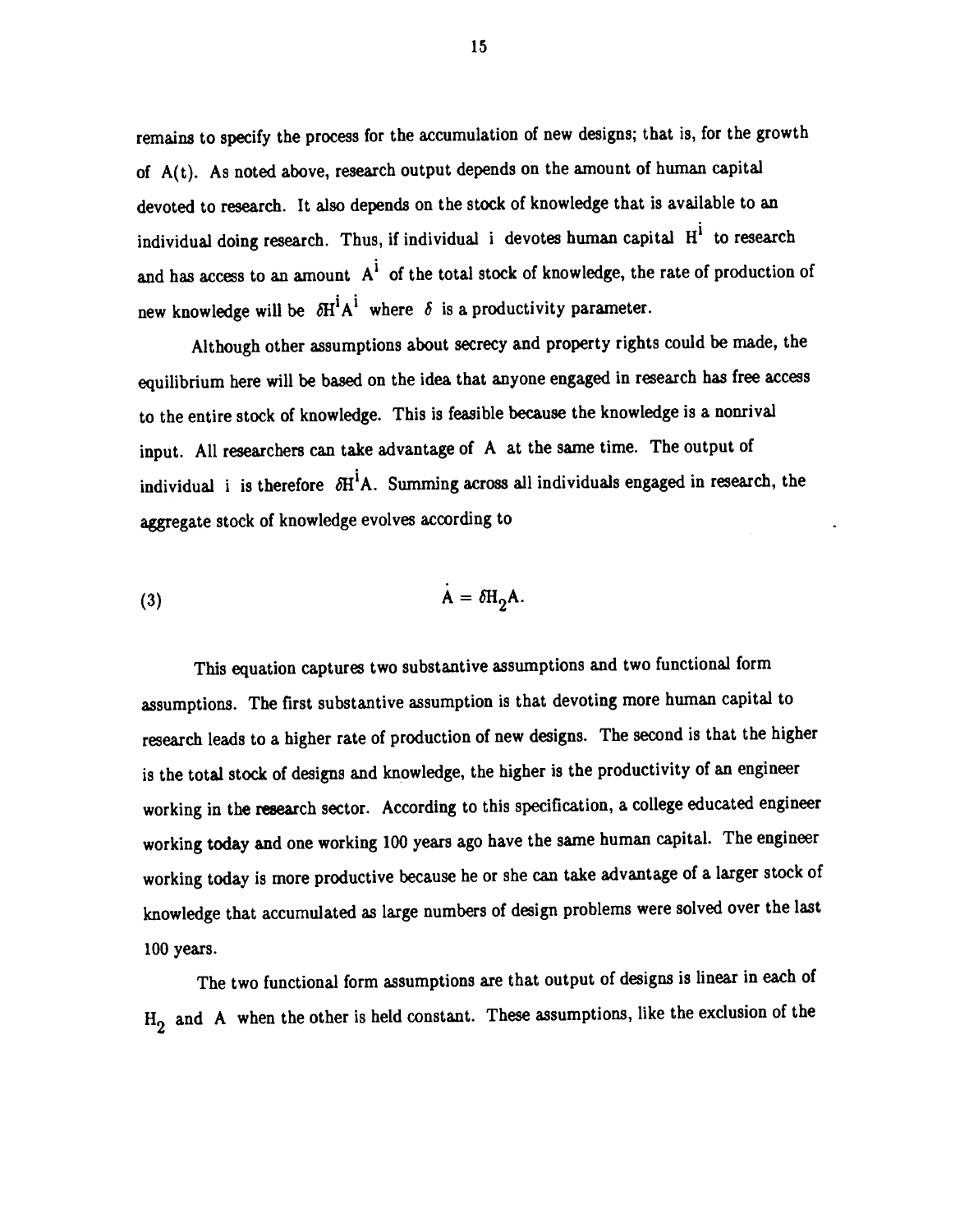remains to specify the process for the accumulation of new designs; that is, for the growth of $A(t)$. As noted above, research output depends on the amount of human capital devoted to research. It also depends on the stock of knowledge that is available to an individual doing research. Thus, if individual i devotes human capital $H^i$ to research and has access to an amount $A^i$ of the total stock of knowledge, the rate of production of new knowledge will be $\delta H^i A^i$ where $\delta$ is a productivity parameter.

Although other assumptions about secrecy and property rights could be made, the equilibrium here will be based on the idea that anyone engaged in research has free access to the entire stock of knowledge. This is feasible because the knowledge is a nonrival input. All researchers can take advantage of $A$ at the same time. The output of individual i is therefore $\delta H^i A$. Summing across all individuals engaged in research, the aggregate stock of knowledge evolves according to

$$\dot{A} = \delta H_2 A. \tag{3}$$

This equation captures two substantive assumptions and two functional form assumptions. The first substantive assumption is that devoting more human capital to research leads to a higher rate of production of new designs. The second is that the higher is the total stock of designs and knowledge, the higher is the productivity of an engineer working in the research sector. According to this specification, a college educated engineer working today and one working 100 years ago have the same human capital. The engineer working today is more productive because he or she can take advantage of a larger stock of knowledge that accumulated as large numbers of design problems were solved over the last 100 years.

The two functional form assumptions are that output of designs is linear in each of $H_2$ and $A$ when the other is held constant. These assumptions, like the exclusion of the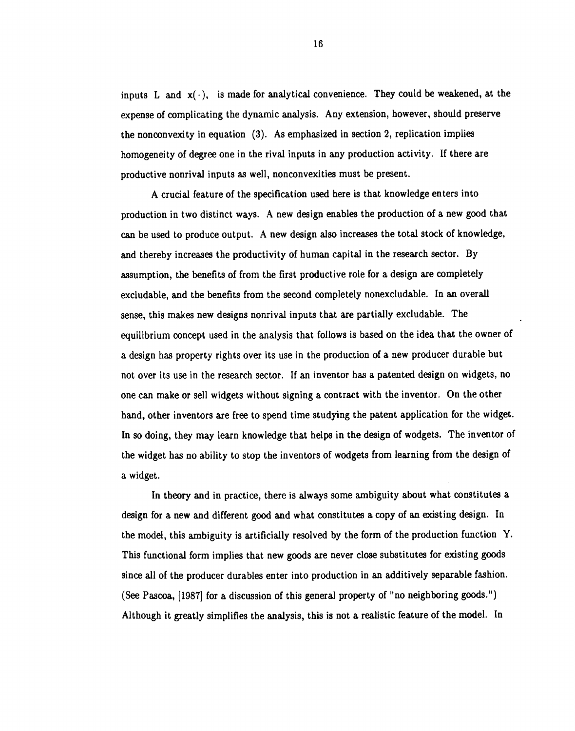inputs $L$ and $x(\cdot)$, is made for analytical convenience. They could be weakened, at the expense of complicating the dynamic analysis. Any extension, however, should preserve the nonconvexity in equation (3). As emphasized in section 2, replication implies homogeneity of degree one in the rival inputs in any production activity. If there are productive nonrival inputs as well, nonconvexities must be present.

A crucial feature of the specification used here is that knowledge enters into production in two distinct ways. A new design enables the production of a new good that can be used to produce output. A new design also increases the total stock of knowledge, and thereby increases the productivity of human capital in the research sector. By assumption, the benefits of from the first productive role for a design are completely excludable, and the benefits from the second completely nonexcludable. In an overall sense, this makes new designs nonrival inputs that are partially excludable. The equilibrium concept used in the analysis that follows is based on the idea that the owner of a design has property rights over its use in the production of a new producer durable but not over its use in the research sector. If an inventor has a patented design on widgets, no one can make or sell widgets without signing a contract with the inventor. On the other hand, other inventors are free to spend time studying the patent application for the widget. In so doing, they may learn knowledge that helps in the design of wodgets. The inventor of the widget has no ability to stop the inventors of wodgets from learning from the design of a widget.

In theory and in practice, there is always some ambiguity about what constitutes a design for a new and different good and what constitutes a copy of an existing design. In the model, this ambiguity is artificially resolved by the form of the production function $Y$. This functional form implies that new goods are never close substitutes for existing goods since all of the producer durables enter into production in an additively separable fashion. (See Pascoa, [1987] for a discussion of this general property of "no neighboring goods.") Although it greatly simplifies the analysis, this is not a realistic feature of the model. In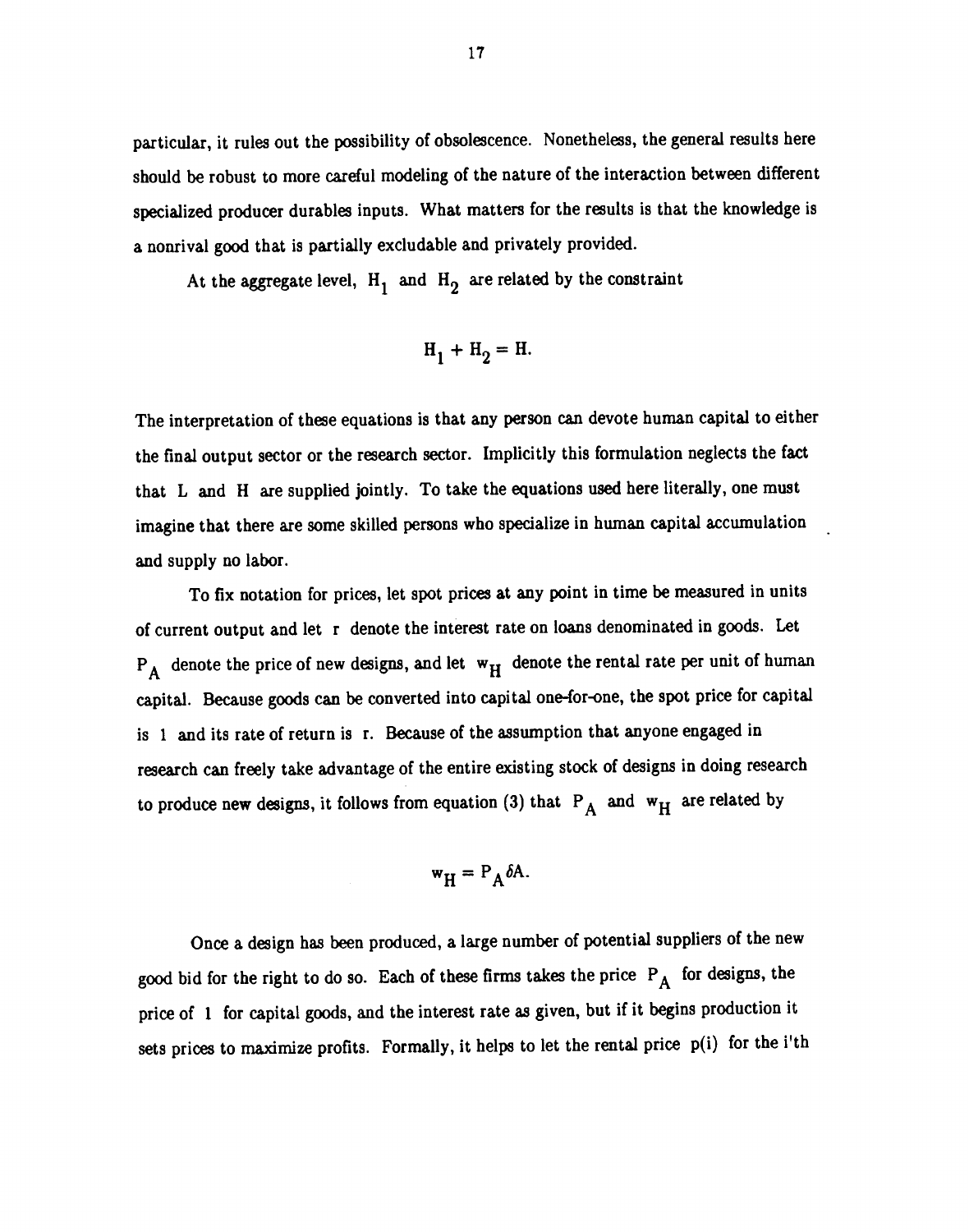particular, it rules out the possibility of obsolescence. Nonetheless, the general results here should be robust to more careful modeling of the nature of the interaction between different specialized producer durables inputs. What matters for the results is that the knowledge is a nonrival good that is partially excludable and privately provided.

At the aggregate level, $H_1$ and $H_2$ are related by the constraint

$$H_1 + H_2 = H.$$

The interpretation of these equations is that any person can devote human capital to either the final output sector or the research sector. Implicitly this formulation neglects the fact that L and H are supplied jointly. To take the equations used here literally, one must imagine that there are some skilled persons who specialize in human capital accumulation and supply no labor.

To fix notation for prices, let spot prices at any point in time be measured in units of current output and let r denote the interest rate on loans denominated in goods. Let $P_A$ denote the price of new designs, and let $w_H$ denote the rental rate per unit of human capital. Because goods can be converted into capital one-for-one, the spot price for capital is 1 and its rate of return is r. Because of the assumption that anyone engaged in research can freely take advantage of the entire existing stock of designs in doing research to produce new designs, it follows from equation (3) that $P_A$ and $w_H$ are related by

$$w_H = P_A \delta A.$$

Once a design has been produced, a large number of potential suppliers of the new good bid for the right to do so. Each of these firms takes the price $P_A$ for designs, the price of 1 for capital goods, and the interest rate as given, but if it begins production it sets prices to maximize profits. Formally, it helps to let the rental price p(i) for the i'th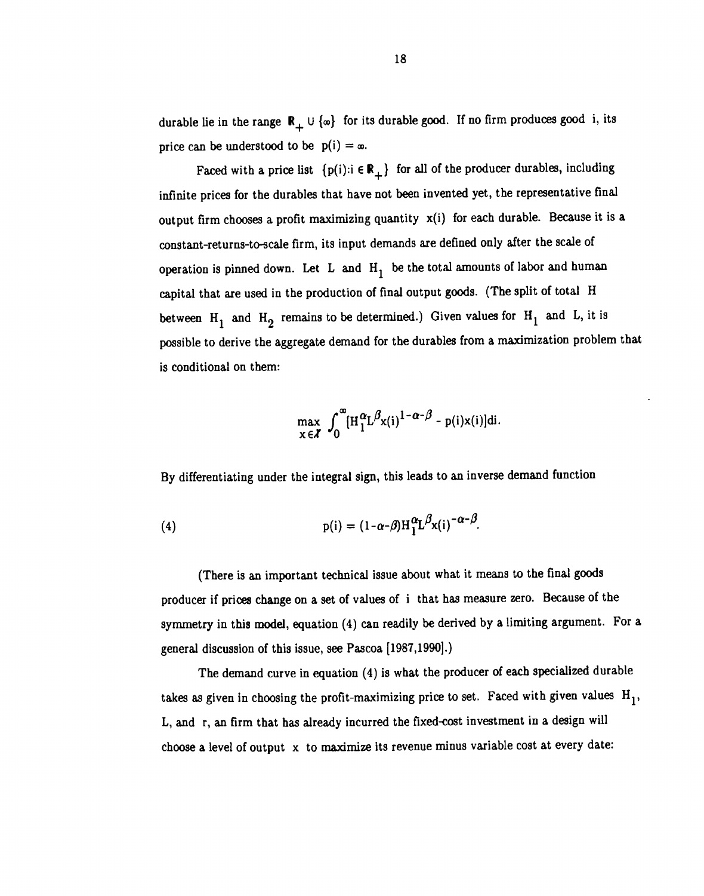durable lie in the range $\mathbb{R}_+ \cup \{\infty\}$ for its durable good. If no firm produces good i, its price can be understood to be $p(i) = \infty$.

Faced with a price list $\{p(i): i \in \mathbb{R}_+\}$ for all of the producer durables, including infinite prices for the durables that have not been invented yet, the representative final output firm chooses a profit maximizing quantity $x(i)$ for each durable. Because it is a constant-returns-to-scale firm, its input demands are defined only after the scale of operation is pinned down. Let L and $H_1$ be the total amounts of labor and human capital that are used in the production of final output goods. (The split of total H between $H_1$ and $H_2$ remains to be determined.) Given values for $H_1$ and L, it is possible to derive the aggregate demand for the durables from a maximization problem that is conditional on them:

$$\max_{x \in \mathcal{X}} \int_0^{\infty} [H_1^{\alpha} L^{\beta} x(i)^{1-\alpha-\beta} - p(i)x(i)]di.$$

By differentiating under the integral sign, this leads to an inverse demand function

$$p(i) = (1-\alpha-\beta)H_1^{\alpha} L^{\beta} x(i)^{-\alpha-\beta}. \tag{4}$$

(There is an important technical issue about what it means to the final goods producer if prices change on a set of values of i that has measure zero. Because of the symmetry in this model, equation (4) can readily be derived by a limiting argument. For a general discussion of this issue, see Pascoa [1987,1990].)

The demand curve in equation (4) is what the producer of each specialized durable takes as given in choosing the profit-maximizing price to set. Faced with given values $H_1$, L, and r, an firm that has already incurred the fixed-cost investment in a design will choose a level of output x to maximize its revenue minus variable cost at every date: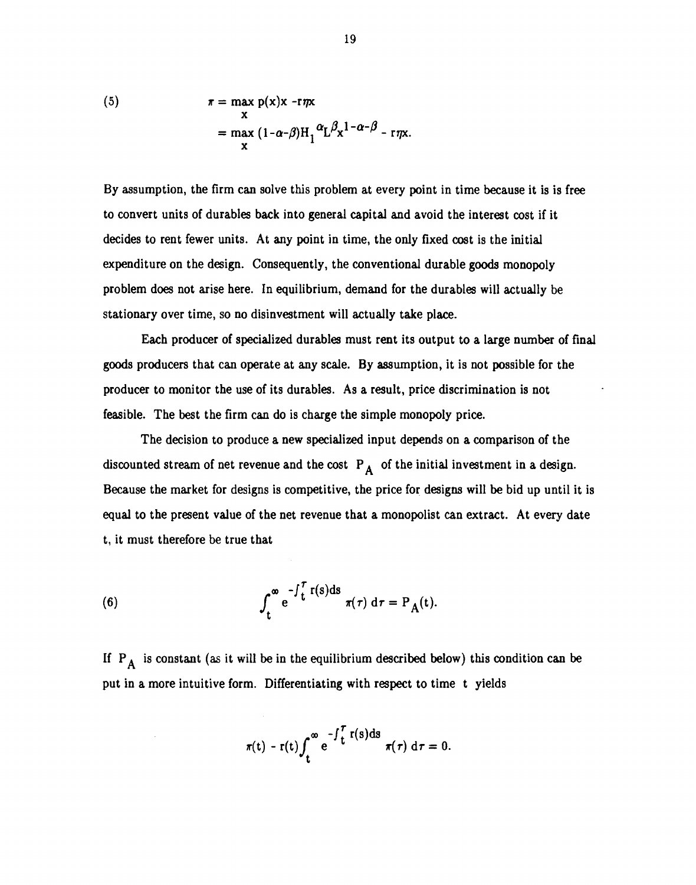$$(5) \qquad \pi = \max_{x} \; p(x)x - r\eta x$$
$$= \max_{x} \; (1-\alpha-\beta)H_1^{\alpha}L^{\beta}x^{1-\alpha-\beta} - r\eta x.$$

By assumption, the firm can solve this problem at every point in time because it is is free to convert units of durables back into general capital and avoid the interest cost if it decides to rent fewer units. At any point in time, the only fixed cost is the initial expenditure on the design. Consequently, the conventional durable goods monopoly problem does not arise here. In equilibrium, demand for the durables will actually be stationary over time, so no disinvestment will actually take place.

Each producer of specialized durables must rent its output to a large number of final goods producers that can operate at any scale. By assumption, it is not possible for the producer to monitor the use of its durables. As a result, price discrimination is not feasible. The best the firm can do is charge the simple monopoly price.

The decision to produce a new specialized input depends on a comparison of the discounted stream of net revenue and the cost $P_A$ of the initial investment in a design. Because the market for designs is competitive, the price for designs will be bid up until it is equal to the present value of the net revenue that a monopolist can extract. At every date t, it must therefore be true that

$$(6) \qquad \int_t^{\infty} e^{-\int_t^{\tau} r(s)ds} \pi(\tau)\, d\tau = P_A(t).$$

If $P_A$ is constant (as it will be in the equilibrium described below) this condition can be put in a more intuitive form. Differentiating with respect to time t yields

$$\pi(t) - r(t)\int_t^{\infty} e^{-\int_t^{\tau} r(s)ds} \pi(\tau)\, d\tau = 0.$$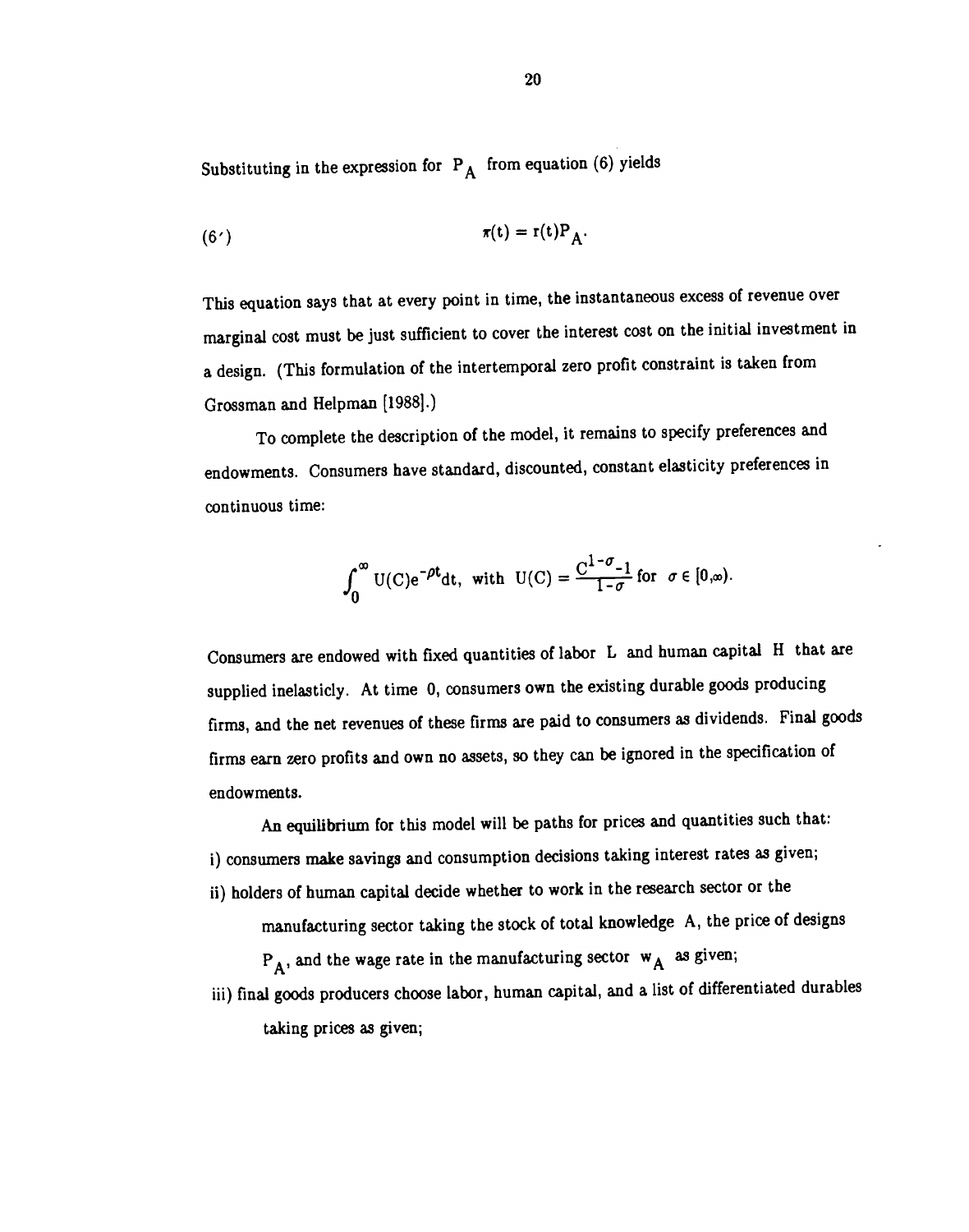Substituting in the expression for $P_A$ from equation (6) yields

$$\pi(t) = r(t)P_A. \tag{6'}$$

This equation says that at every point in time, the instantaneous excess of revenue over marginal cost must be just sufficient to cover the interest cost on the initial investment in a design. (This formulation of the intertemporal zero profit constraint is taken from Grossman and Helpman [1988].)

To complete the description of the model, it remains to specify preferences and endowments. Consumers have standard, discounted, constant elasticity preferences in continuous time:

$$\int_0^\infty U(C)e^{-\rho t}dt, \text{ with } U(C) = \frac{C^{1-\sigma}-1}{1-\sigma} \text{ for } \sigma \in [0,\infty).$$

Consumers are endowed with fixed quantities of labor $L$ and human capital $H$ that are supplied inelasticly. At time 0, consumers own the existing durable goods producing firms, and the net revenues of these firms are paid to consumers as dividends. Final goods firms earn zero profits and own no assets, so they can be ignored in the specification of endowments.

An equilibrium for this model will be paths for prices and quantities such that:

i) consumers make savings and consumption decisions taking interest rates as given;

ii) holders of human capital decide whether to work in the research sector or the manufacturing sector taking the stock of total knowledge $A$, the price of designs $P_A$, and the wage rate in the manufacturing sector $w_A$ as given;

iii) final goods producers choose labor, human capital, and a list of differentiated durables taking prices as given;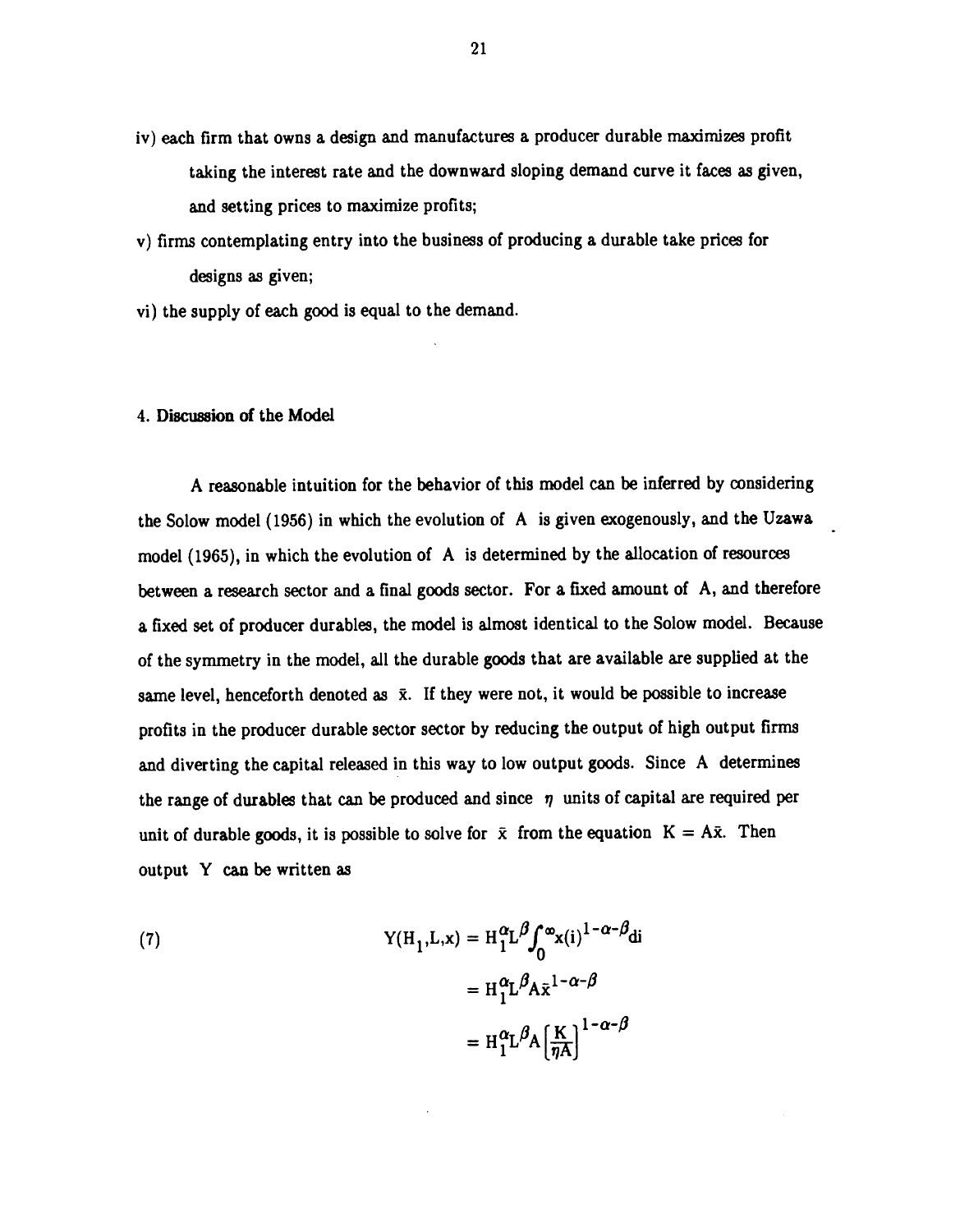iv) each firm that owns a design and manufactures a producer durable maximizes profit taking the interest rate and the downward sloping demand curve it faces as given, and setting prices to maximize profits;

v) firms contemplating entry into the business of producing a durable take prices for designs as given;

vi) the supply of each good is equal to the demand.

## 4. Discussion of the Model

A reasonable intuition for the behavior of this model can be inferred by considering the Solow model (1956) in which the evolution of $A$ is given exogenously, and the Uzawa model (1965), in which the evolution of $A$ is determined by the allocation of resources between a research sector and a final goods sector. For a fixed amount of $A$, and therefore a fixed set of producer durables, the model is almost identical to the Solow model. Because of the symmetry in the model, all the durable goods that are available are supplied at the same level, henceforth denoted as $\bar{x}$. If they were not, it would be possible to increase profits in the producer durable sector sector by reducing the output of high output firms and diverting the capital released in this way to low output goods. Since $A$ determines the range of durables that can be produced and since $\eta$ units of capital are required per unit of durable goods, it is possible to solve for $\bar{x}$ from the equation $K = A\bar{x}$. Then output $Y$ can be written as

$$
\begin{aligned}
(7) \qquad Y(H_1,L,x) &= H_1^{\alpha}L^{\beta}\int_0^{\infty}x(i)^{1-\alpha-\beta}di \\
&= H_1^{\alpha}L^{\beta}A\bar{x}^{1-\alpha-\beta} \\
&= H_1^{\alpha}L^{\beta}A\left[\frac{K}{\eta A}\right]^{1-\alpha-\beta}
\end{aligned}
$$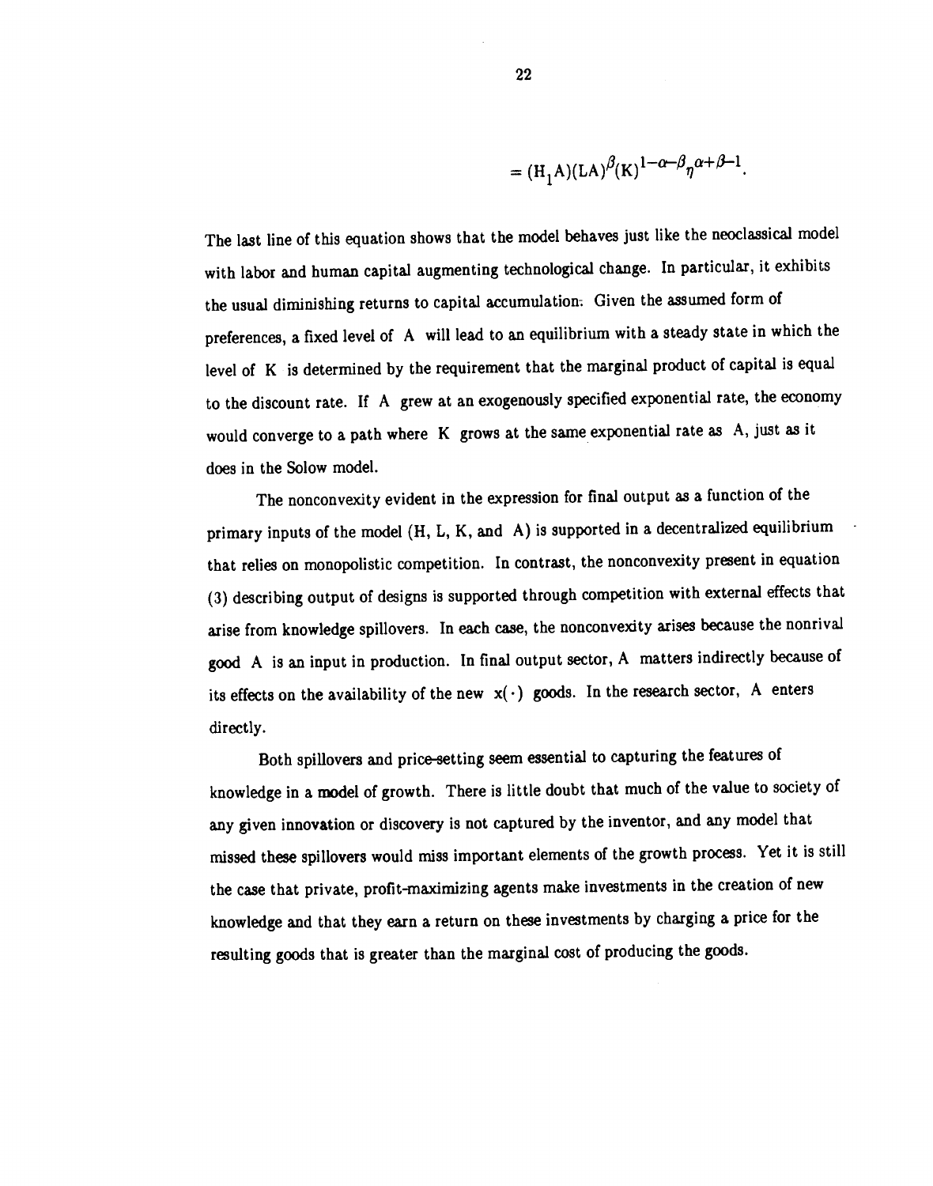$$= (H_1 A)(LA)^{\beta}(K)^{1-\alpha-\beta}\eta^{\alpha+\beta-1}.$$

The last line of this equation shows that the model behaves just like the neoclassical model with labor and human capital augmenting technological change. In particular, it exhibits the usual diminishing returns to capital accumulation. Given the assumed form of preferences, a fixed level of $A$ will lead to an equilibrium with a steady state in which the level of $K$ is determined by the requirement that the marginal product of capital is equal to the discount rate. If $A$ grew at an exogenously specified exponential rate, the economy would converge to a path where $K$ grows at the same exponential rate as $A$, just as it does in the Solow model.

The nonconvexity evident in the expression for final output as a function of the primary inputs of the model ($H$, $L$, $K$, and $A$) is supported in a decentralized equilibrium that relies on monopolistic competition. In contrast, the nonconvexity present in equation (3) describing output of designs is supported through competition with external effects that arise from knowledge spillovers. In each case, the nonconvexity arises because the nonrival good $A$ is an input in production. In final output sector, $A$ matters indirectly because of its effects on the availability of the new $x(\cdot)$ goods. In the research sector, $A$ enters directly.

Both spillovers and price-setting seem essential to capturing the features of knowledge in a model of growth. There is little doubt that much of the value to society of any given innovation or discovery is not captured by the inventor, and any model that missed these spillovers would miss important elements of the growth process. Yet it is still the case that private, profit-maximizing agents make investments in the creation of new knowledge and that they earn a return on these investments by charging a price for the resulting goods that is greater than the marginal cost of producing the goods.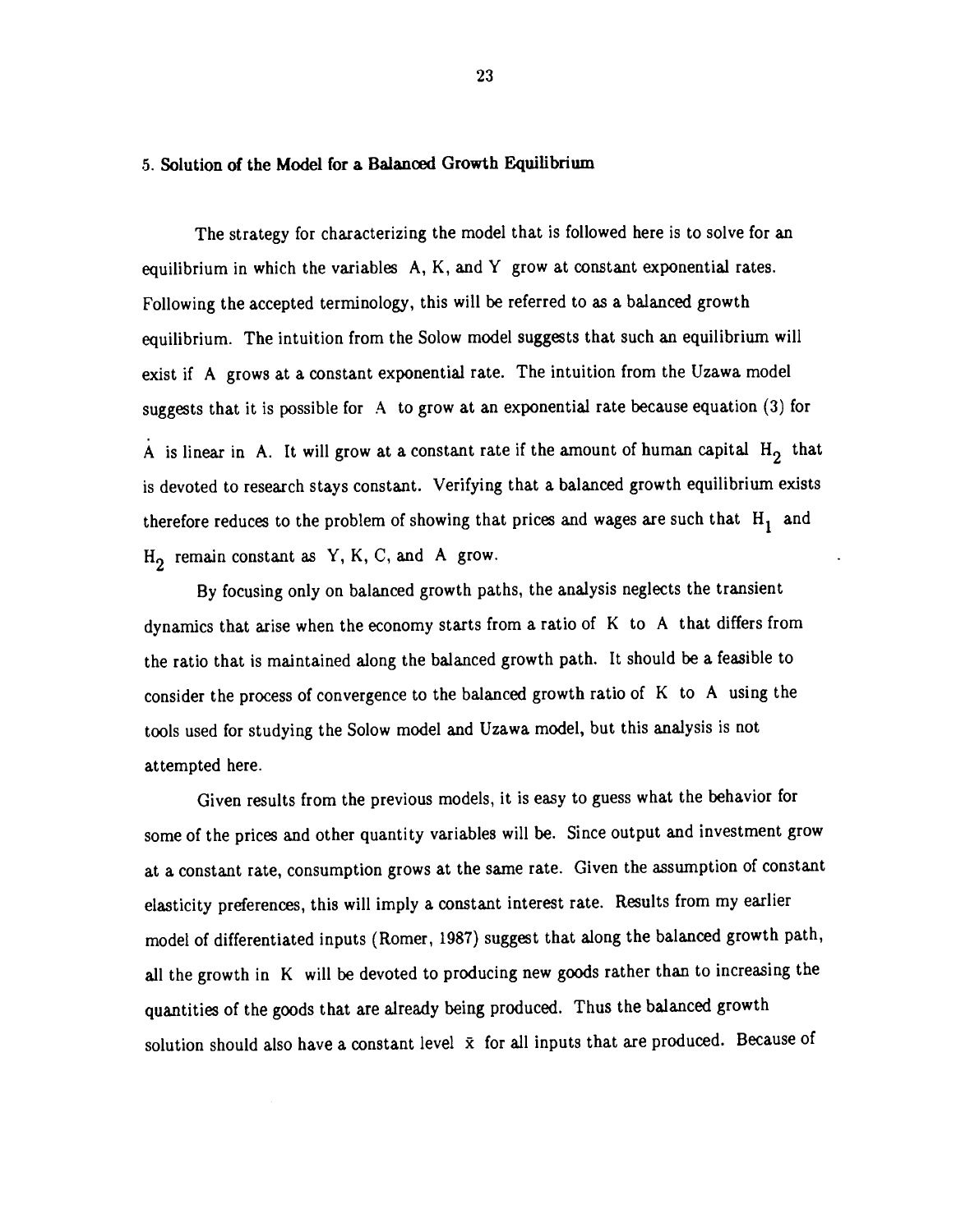## 5. Solution of the Model for a Balanced Growth Equilibrium

The strategy for characterizing the model that is followed here is to solve for an equilibrium in which the variables $A$, $K$, and $Y$ grow at constant exponential rates. Following the accepted terminology, this will be referred to as a balanced growth equilibrium. The intuition from the Solow model suggests that such an equilibrium will exist if $A$ grows at a constant exponential rate. The intuition from the Uzawa model suggests that it is possible for $A$ to grow at an exponential rate because equation (3) for $\dot{A}$ is linear in $A$. It will grow at a constant rate if the amount of human capital $H_2$ that is devoted to research stays constant. Verifying that a balanced growth equilibrium exists therefore reduces to the problem of showing that prices and wages are such that $H_1$ and $H_2$ remain constant as $Y$, $K$, $C$, and $A$ grow.

By focusing only on balanced growth paths, the analysis neglects the transient dynamics that arise when the economy starts from a ratio of $K$ to $A$ that differs from the ratio that is maintained along the balanced growth path. It should be a feasible to consider the process of convergence to the balanced growth ratio of $K$ to $A$ using the tools used for studying the Solow model and Uzawa model, but this analysis is not attempted here.

Given results from the previous models, it is easy to guess what the behavior for some of the prices and other quantity variables will be. Since output and investment grow at a constant rate, consumption grows at the same rate. Given the assumption of constant elasticity preferences, this will imply a constant interest rate. Results from my earlier model of differentiated inputs (Romer, 1987) suggest that along the balanced growth path, all the growth in $K$ will be devoted to producing new goods rather than to increasing the quantities of the goods that are already being produced. Thus the balanced growth solution should also have a constant level $\bar{x}$ for all inputs that are produced. Because of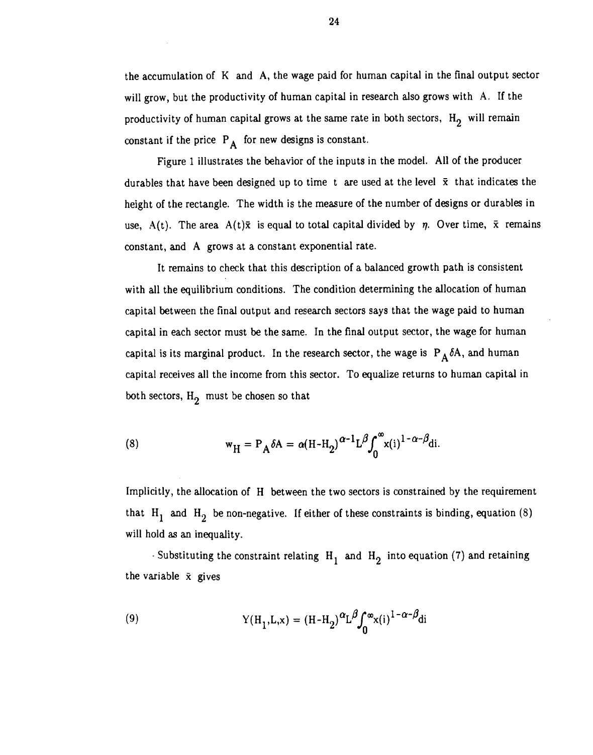the accumulation of $K$ and $A$, the wage paid for human capital in the final output sector will grow, but the productivity of human capital in research also grows with $A$. If the productivity of human capital grows at the same rate in both sectors, $H_2$ will remain constant if the price $P_A$ for new designs is constant.

Figure 1 illustrates the behavior of the inputs in the model. All of the producer durables that have been designed up to time $t$ are used at the level $\bar{x}$ that indicates the height of the rectangle. The width is the measure of the number of designs or durables in use, $A(t)$. The area $A(t)\bar{x}$ is equal to total capital divided by $\eta$. Over time, $\bar{x}$ remains constant, and $A$ grows at a constant exponential rate.

It remains to check that this description of a balanced growth path is consistent with all the equilibrium conditions. The condition determining the allocation of human capital between the final output and research sectors says that the wage paid to human capital in each sector must be the same. In the final output sector, the wage for human capital is its marginal product. In the research sector, the wage is $P_A\delta A$, and human capital receives all the income from this sector. To equalize returns to human capital in both sectors, $H_2$ must be chosen so that

$$(8) \qquad w_H = P_A\delta A = \alpha(H-H_2)^{\alpha-1}L^{\beta}\int_0^{\infty}x(i)^{1-\alpha-\beta}di.$$

Implicitly, the allocation of $H$ between the two sectors is constrained by the requirement that $H_1$ and $H_2$ be non-negative. If either of these constraints is binding, equation (8) will hold as an inequality.

Substituting the constraint relating $H_1$ and $H_2$ into equation (7) and retaining the variable $\bar{x}$ gives

$$(9) \qquad Y(H_1,L,x) = (H-H_2)^{\alpha}L^{\beta}\int_0^{\infty}x(i)^{1-\alpha-\beta}di$$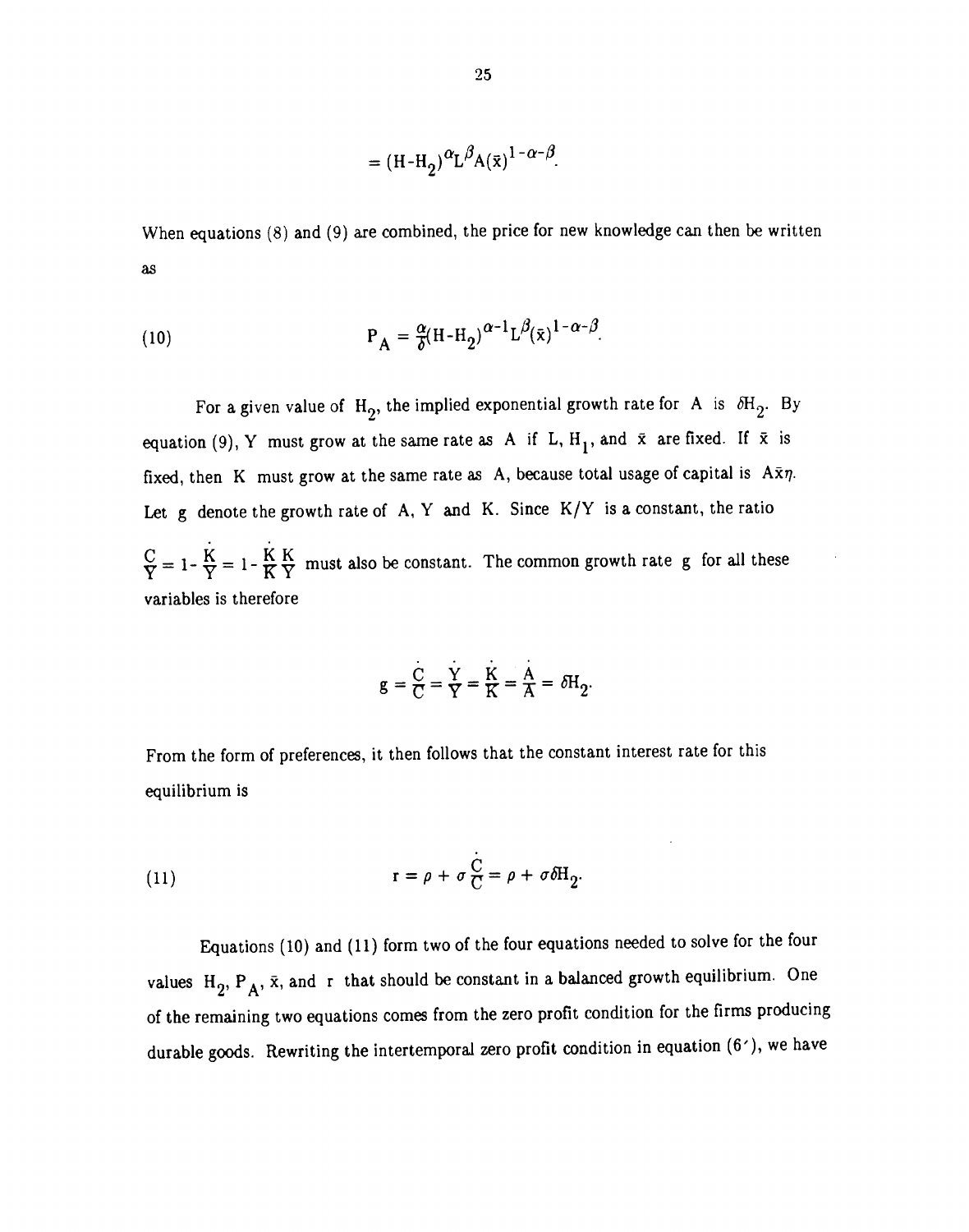$$= (H-H_2)^{\alpha} L^{\beta} A(\bar{x})^{1-\alpha-\beta}.$$

When equations (8) and (9) are combined, the price for new knowledge can then be written as

$$\text{(10)} \qquad P_A = \frac{\alpha}{\delta}(H-H_2)^{\alpha-1} L^{\beta}(\bar{x})^{1-\alpha-\beta}.$$

For a given value of $H_2$, the implied exponential growth rate for $A$ is $\delta H_2$. By equation (9), $Y$ must grow at the same rate as $A$ if $L$, $H_1$, and $\bar{x}$ are fixed. If $\bar{x}$ is fixed, then $K$ must grow at the same rate as $A$, because total usage of capital is $A\bar{x}\eta$. Let $g$ denote the growth rate of $A$, $Y$ and $K$. Since $K/Y$ is a constant, the ratio $\frac{C}{Y} = 1 - \frac{\dot{K}}{Y} = 1 - \frac{\dot{K}}{K}\frac{K}{Y}$ must also be constant. The common growth rate $g$ for all these variables is therefore

$$g = \frac{\dot{C}}{C} = \frac{\dot{Y}}{Y} = \frac{\dot{K}}{K} = \frac{\dot{A}}{A} = \delta H_2.$$

From the form of preferences, it then follows that the constant interest rate for this equilibrium is

$$\text{(11)} \qquad r = \rho + \sigma\frac{\dot{C}}{C} = \rho + \sigma\delta H_2.$$

Equations (10) and (11) form two of the four equations needed to solve for the four values $H_2$, $P_A$, $\bar{x}$, and $r$ that should be constant in a balanced growth equilibrium. One of the remaining two equations comes from the zero profit condition for the firms producing durable goods. Rewriting the intertemporal zero profit condition in equation (6′), we have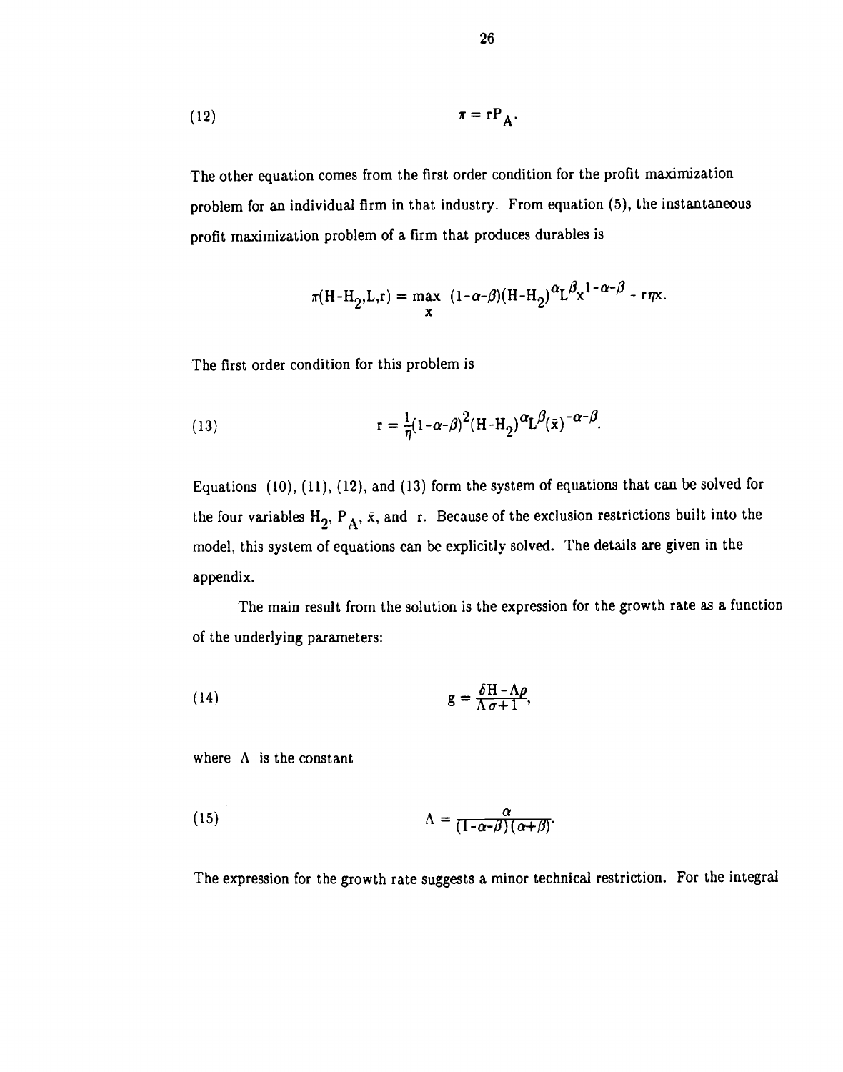$$\pi = rP_A. \tag{12}$$

The other equation comes from the first order condition for the profit maximization problem for an individual firm in that industry. From equation (5), the instantaneous profit maximization problem of a firm that produces durables is

$$\pi(H-H_2,L,r) = \max_{x} \; (1-\alpha-\beta)(H-H_2)^{\alpha}L^{\beta}x^{1-\alpha-\beta} - r\eta x.$$

The first order condition for this problem is

$$r = \frac{1}{\eta}(1-\alpha-\beta)^2(H-H_2)^{\alpha}L^{\beta}(\bar{x})^{-\alpha-\beta}. \tag{13}$$

Equations (10), (11), (12), and (13) form the system of equations that can be solved for the four variables $H_2$, $P_A$, $\bar{x}$, and $r$. Because of the exclusion restrictions built into the model, this system of equations can be explicitly solved. The details are given in the appendix.

The main result from the solution is the expression for the growth rate as a function of the underlying parameters:

$$g = \frac{\delta H - \Lambda\rho}{\Lambda\sigma + 1}, \tag{14}$$

where $\Lambda$ is the constant

$$\Lambda = \frac{\alpha}{(1-\alpha-\beta)(\alpha+\beta)}. \tag{15}$$

The expression for the growth rate suggests a minor technical restriction. For the integral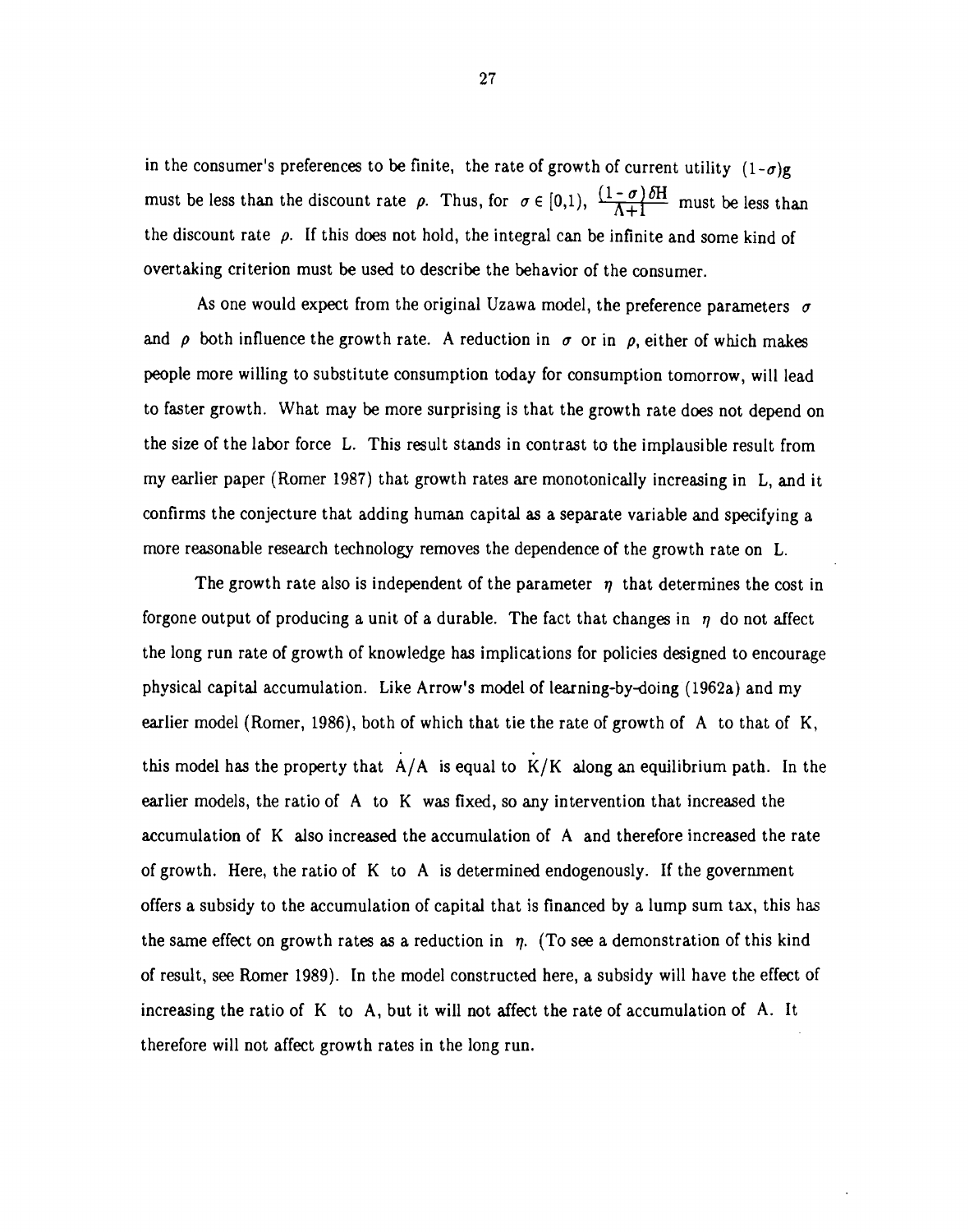in the consumer's preferences to be finite, the rate of growth of current utility $(1-\sigma)g$ must be less than the discount rate $\rho$. Thus, for $\sigma \in [0,1)$, $\frac{(1-\sigma)\delta H}{\Lambda+1}$ must be less than the discount rate $\rho$. If this does not hold, the integral can be infinite and some kind of overtaking criterion must be used to describe the behavior of the consumer.

As one would expect from the original Uzawa model, the preference parameters $\sigma$ and $\rho$ both influence the growth rate. A reduction in $\sigma$ or in $\rho$, either of which makes people more willing to substitute consumption today for consumption tomorrow, will lead to faster growth. What may be more surprising is that the growth rate does not depend on the size of the labor force L. This result stands in contrast to the implausible result from my earlier paper (Romer 1987) that growth rates are monotonically increasing in L, and it confirms the conjecture that adding human capital as a separate variable and specifying a more reasonable research technology removes the dependence of the growth rate on L.

The growth rate also is independent of the parameter $\eta$ that determines the cost in forgone output of producing a unit of a durable. The fact that changes in $\eta$ do not affect the long run rate of growth of knowledge has implications for policies designed to encourage physical capital accumulation. Like Arrow's model of learning-by-doing (1962a) and my earlier model (Romer, 1986), both of which that tie the rate of growth of A to that of K, this model has the property that $\dot{A}/A$ is equal to $\dot{K}/K$ along an equilibrium path. In the earlier models, the ratio of A to K was fixed, so any intervention that increased the accumulation of K also increased the accumulation of A and therefore increased the rate of growth. Here, the ratio of K to A is determined endogenously. If the government offers a subsidy to the accumulation of capital that is financed by a lump sum tax, this has the same effect on growth rates as a reduction in $\eta$. (To see a demonstration of this kind of result, see Romer 1989). In the model constructed here, a subsidy will have the effect of increasing the ratio of K to A, but it will not affect the rate of accumulation of A. It therefore will not affect growth rates in the long run.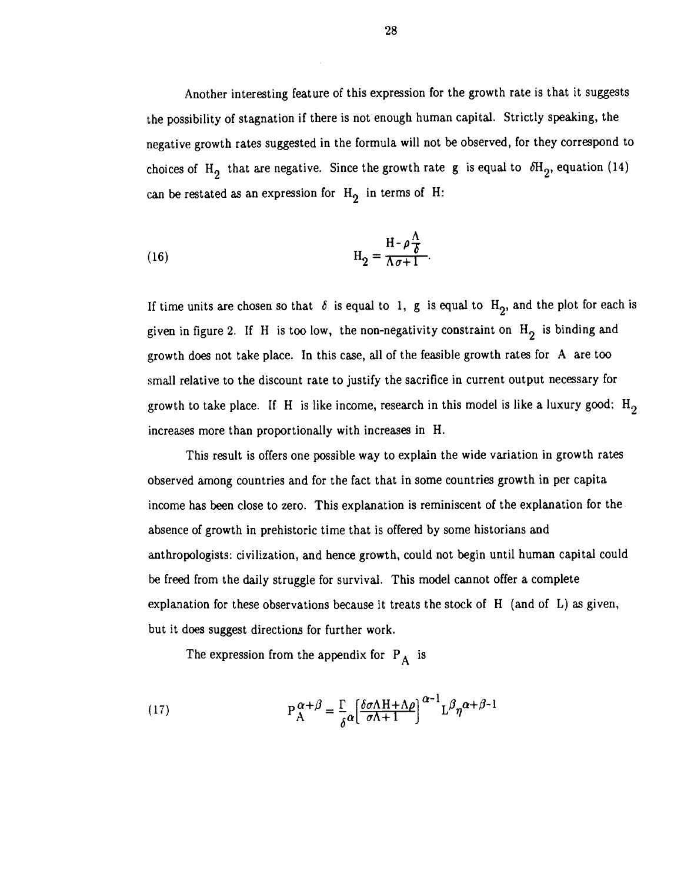Another interesting feature of this expression for the growth rate is that it suggests the possibility of stagnation if there is not enough human capital. Strictly speaking, the negative growth rates suggested in the formula will not be observed, for they correspond to choices of $H_2$ that are negative. Since the growth rate $g$ is equal to $\delta H_2$, equation (14) can be restated as an expression for $H_2$ in terms of $H$:

$$H_2 = \frac{H - \rho\frac{\Lambda}{\delta}}{\Lambda\sigma + 1}. \tag{16}$$

If time units are chosen so that $\delta$ is equal to 1, $g$ is equal to $H_2$, and the plot for each is given in figure 2. If $H$ is too low, the non-negativity constraint on $H_2$ is binding and growth does not take place. In this case, all of the feasible growth rates for $A$ are too small relative to the discount rate to justify the sacrifice in current output necessary for growth to take place. If $H$ is like income, research in this model is like a luxury good; $H_2$ increases more than proportionally with increases in $H$.

This result is offers one possible way to explain the wide variation in growth rates observed among countries and for the fact that in some countries growth in per capita income has been close to zero. This explanation is reminiscent of the explanation for the absence of growth in prehistoric time that is offered by some historians and anthropologists: civilization, and hence growth, could not begin until human capital could be freed from the daily struggle for survival. This model cannot offer a complete explanation for these observations because it treats the stock of $H$ (and of $L$) as given, but it does suggest directions for further work.

The expression from the appendix for $P_A$ is

$$P_A^{\alpha+\beta} = \frac{\Gamma}{\delta^{\alpha}}\left[\frac{\delta\sigma\Lambda H + \Lambda\rho}{\sigma\Lambda + 1}\right]^{\alpha-1} L^{\beta}\eta^{\alpha+\beta-1} \tag{17}$$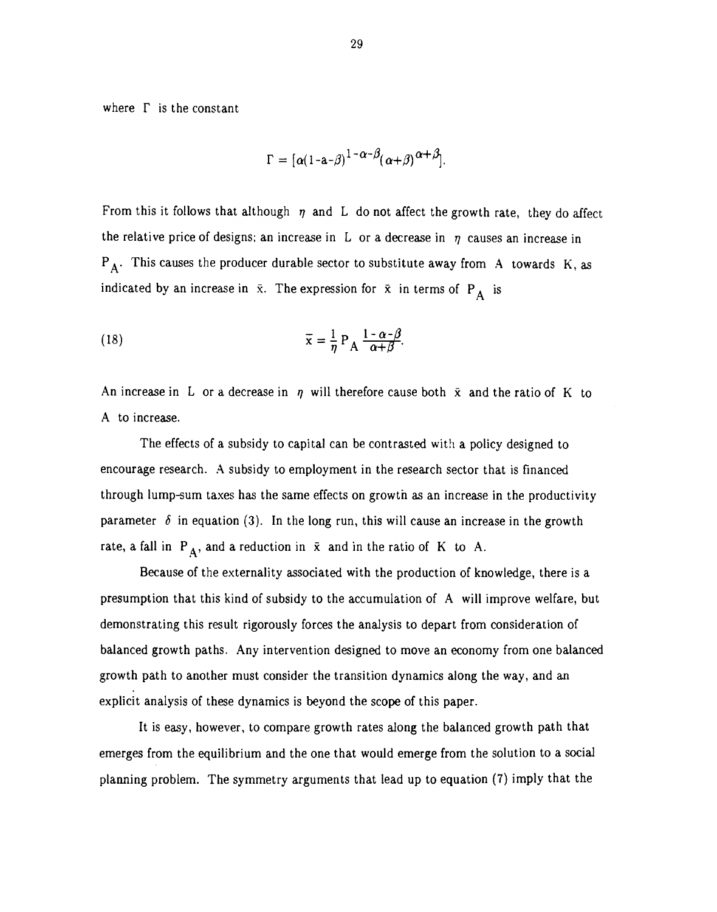where $\Gamma$ is the constant

$$\Gamma = [\alpha(1-a-\beta)^{1-\alpha-\beta}(\alpha+\beta)^{\alpha+\beta}].$$

From this it follows that although $\eta$ and L do not affect the growth rate, they do affect the relative price of designs; an increase in L or a decrease in $\eta$ causes an increase in $P_A$. This causes the producer durable sector to substitute away from A towards K, as indicated by an increase in $\bar{x}$. The expression for $\bar{x}$ in terms of $P_A$ is

$$\bar{x} = \frac{1}{\eta} P_A \frac{1-\alpha-\beta}{\alpha+\beta}. \tag{18}$$

An increase in L or a decrease in $\eta$ will therefore cause both $\bar{x}$ and the ratio of K to A to increase.

The effects of a subsidy to capital can be contrasted with a policy designed to encourage research. A subsidy to employment in the research sector that is financed through lump-sum taxes has the same effects on growth as an increase in the productivity parameter $\delta$ in equation (3). In the long run, this will cause an increase in the growth rate, a fall in $P_A$, and a reduction in $\bar{x}$ and in the ratio of K to A.

Because of the externality associated with the production of knowledge, there is a presumption that this kind of subsidy to the accumulation of A will improve welfare, but demonstrating this result rigorously forces the analysis to depart from consideration of balanced growth paths. Any intervention designed to move an economy from one balanced growth path to another must consider the transition dynamics along the way, and an explicit analysis of these dynamics is beyond the scope of this paper.

It is easy, however, to compare growth rates along the balanced growth path that emerges from the equilibrium and the one that would emerge from the solution to a social planning problem. The symmetry arguments that lead up to equation (7) imply that the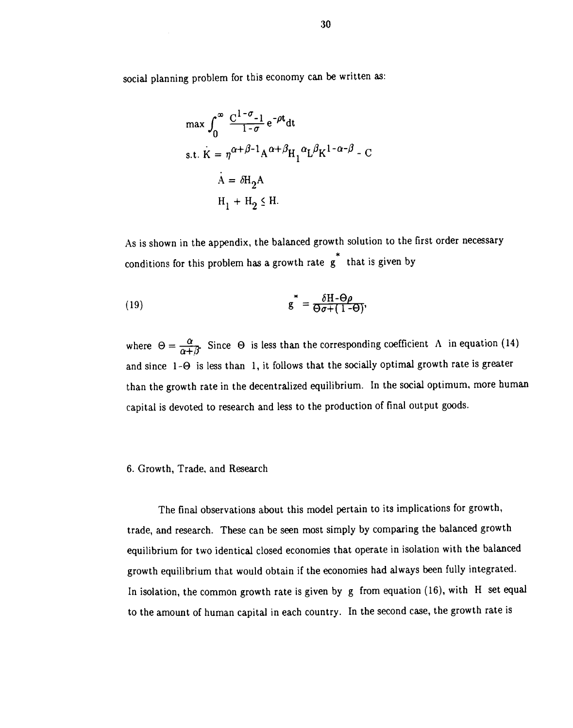social planning problem for this economy can be written as:

$$\max \int_0^\infty \frac{C^{1-\sigma}-1}{1-\sigma} e^{-\rho t} dt$$

$$\text{s.t. } \dot{K} = \eta^{\alpha+\beta-1} A^{\alpha+\beta} H_1{}^{\alpha} L^{\beta} K^{1-\alpha-\beta} - C$$

$$\dot{A} = \delta H_2 A$$

$$H_1 + H_2 \leq H.$$

As is shown in the appendix, the balanced growth solution to the first order necessary conditions for this problem has a growth rate $g^*$ that is given by

$$g^* = \frac{\delta H - \Theta\rho}{\Theta\sigma + (1-\Theta)}, \tag{19}$$

where $\Theta = \frac{\alpha}{\alpha+\beta}$. Since $\Theta$ is less than the corresponding coefficient $\Lambda$ in equation (14) and since $1-\Theta$ is less than 1, it follows that the socially optimal growth rate is greater than the growth rate in the decentralized equilibrium. In the social optimum, more human capital is devoted to research and less to the production of final output goods.

## 6. Growth, Trade, and Research

The final observations about this model pertain to its implications for growth, trade, and research. These can be seen most simply by comparing the balanced growth equilibrium for two identical closed economies that operate in isolation with the balanced growth equilibrium that would obtain if the economies had always been fully integrated. In isolation, the common growth rate is given by $g$ from equation (16), with $H$ set equal to the amount of human capital in each country. In the second case, the growth rate is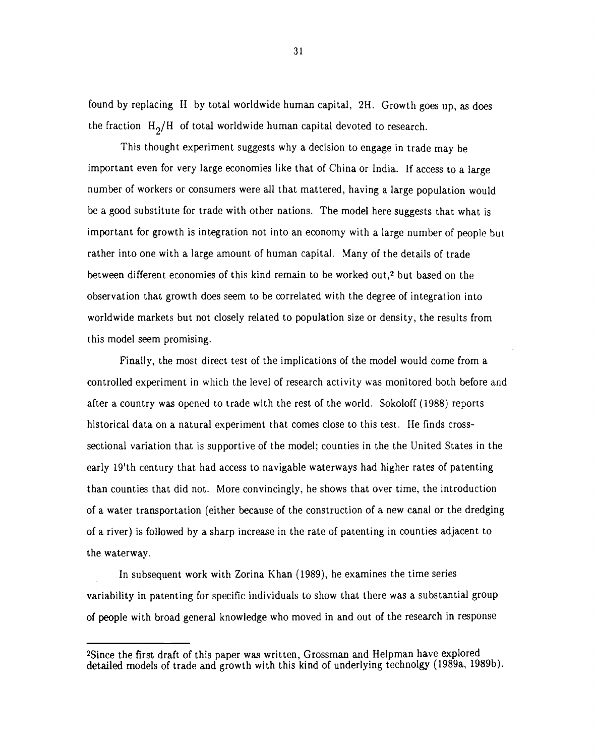found by replacing $H$ by total worldwide human capital, $2H$. Growth goes up, as does the fraction $H_2/H$ of total worldwide human capital devoted to research.

This thought experiment suggests why a decision to engage in trade may be important even for very large economies like that of China or India. If access to a large number of workers or consumers were all that mattered, having a large population would be a good substitute for trade with other nations. The model here suggests that what is important for growth is integration not into an economy with a large number of people but rather into one with a large amount of human capital. Many of the details of trade between different economies of this kind remain to be worked out,[2] but based on the observation that growth does seem to be correlated with the degree of integration into worldwide markets but not closely related to population size or density, the results from this model seem promising.

Finally, the most direct test of the implications of the model would come from a controlled experiment in which the level of research activity was monitored both before and after a country was opened to trade with the rest of the world. Sokoloff (1988) reports historical data on a natural experiment that comes close to this test. He finds cross-sectional variation that is supportive of the model; counties in the the United States in the early 19'th century that had access to navigable waterways had higher rates of patenting than counties that did not. More convincingly, he shows that over time, the introduction of a water transportation (either because of the construction of a new canal or the dredging of a river) is followed by a sharp increase in the rate of patenting in counties adjacent to the waterway.

In subsequent work with Zorina Khan (1989), he examines the time series variability in patenting for specific individuals to show that there was a substantial group of people with broad general knowledge who moved in and out of the research in response

---

[2]Since the first draft of this paper was written, Grossman and Helpman have explored detailed models of trade and growth with this kind of underlying technolgy (1989a, 1989b).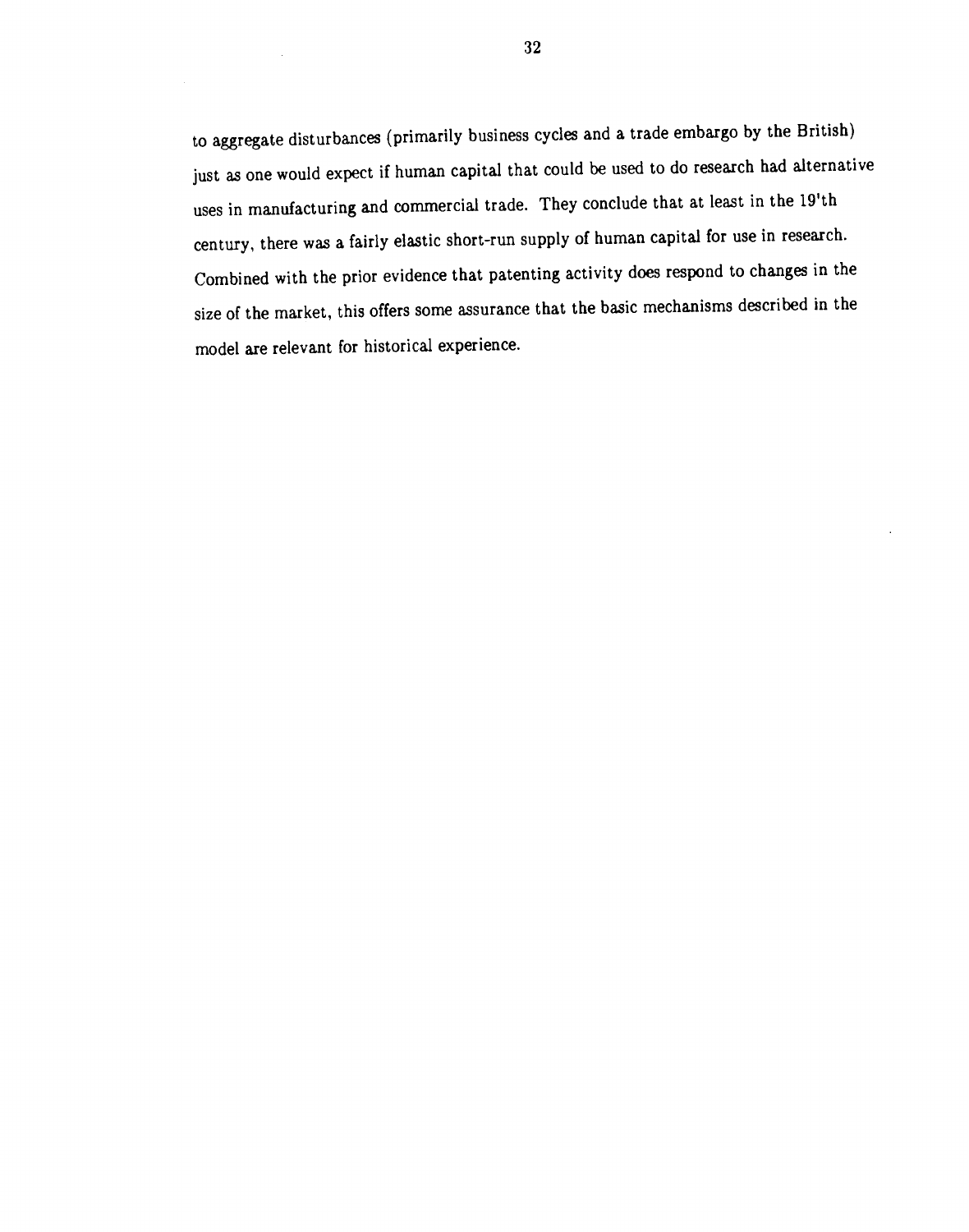to aggregate disturbances (primarily business cycles and a trade embargo by the British) just as one would expect if human capital that could be used to do research had alternative uses in manufacturing and commercial trade. They conclude that at least in the 19'th century, there was a fairly elastic short-run supply of human capital for use in research. Combined with the prior evidence that patenting activity does respond to changes in the size of the market, this offers some assurance that the basic mechanisms described in the model are relevant for historical experience.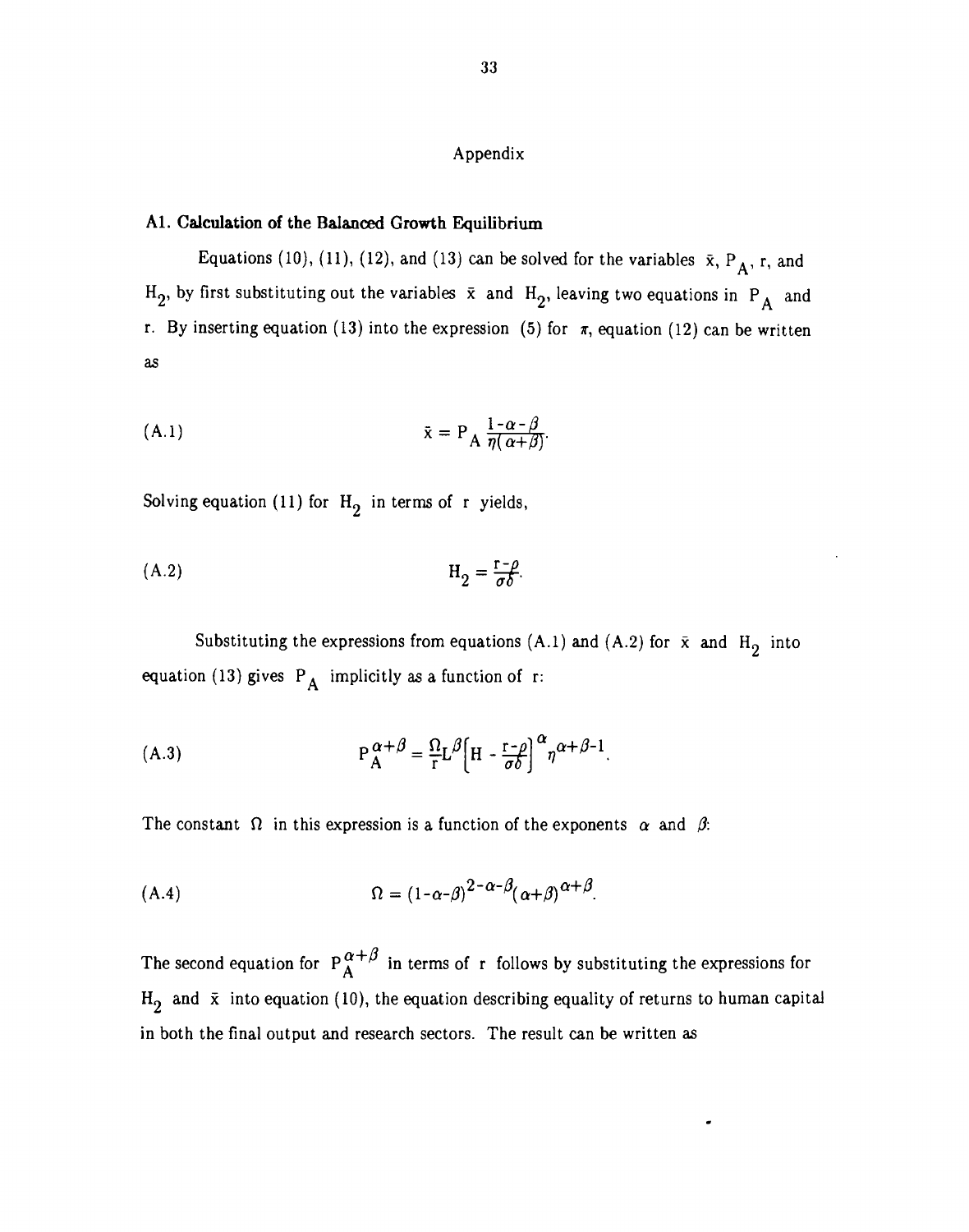# Appendix

## A1. Calculation of the Balanced Growth Equilibrium

Equations (10), (11), (12), and (13) can be solved for the variables $\bar{x}$, $P_A$, $r$, and $H_2$, by first substituting out the variables $\bar{x}$ and $H_2$, leaving two equations in $P_A$ and $r$. By inserting equation (13) into the expression (5) for $\pi$, equation (12) can be written as

$$\text{(A.1)} \qquad \bar{x} = P_A \frac{1-\alpha-\beta}{\eta(\alpha+\beta)}.$$

Solving equation (11) for $H_2$ in terms of $r$ yields,

$$\text{(A.2)} \qquad H_2 = \frac{r-\rho}{\sigma\delta}.$$

Substituting the expressions from equations (A.1) and (A.2) for $\bar{x}$ and $H_2$ into equation (13) gives $P_A$ implicitly as a function of $r$:

$$\text{(A.3)} \qquad P_A^{\alpha+\beta} = \frac{\Omega}{r} L^{\beta}\left[H - \frac{r-\rho}{\sigma\delta}\right]^{\alpha} \eta^{\alpha+\beta-1}.$$

The constant $\Omega$ in this expression is a function of the exponents $\alpha$ and $\beta$:

$$\text{(A.4)} \qquad \Omega = (1-\alpha-\beta)^{2-\alpha-\beta}(\alpha+\beta)^{\alpha+\beta}.$$

The second equation for $P_A^{\alpha+\beta}$ in terms of $r$ follows by substituting the expressions for $H_2$ and $\bar{x}$ into equation (10), the equation describing equality of returns to human capital in both the final output and research sectors. The result can be written as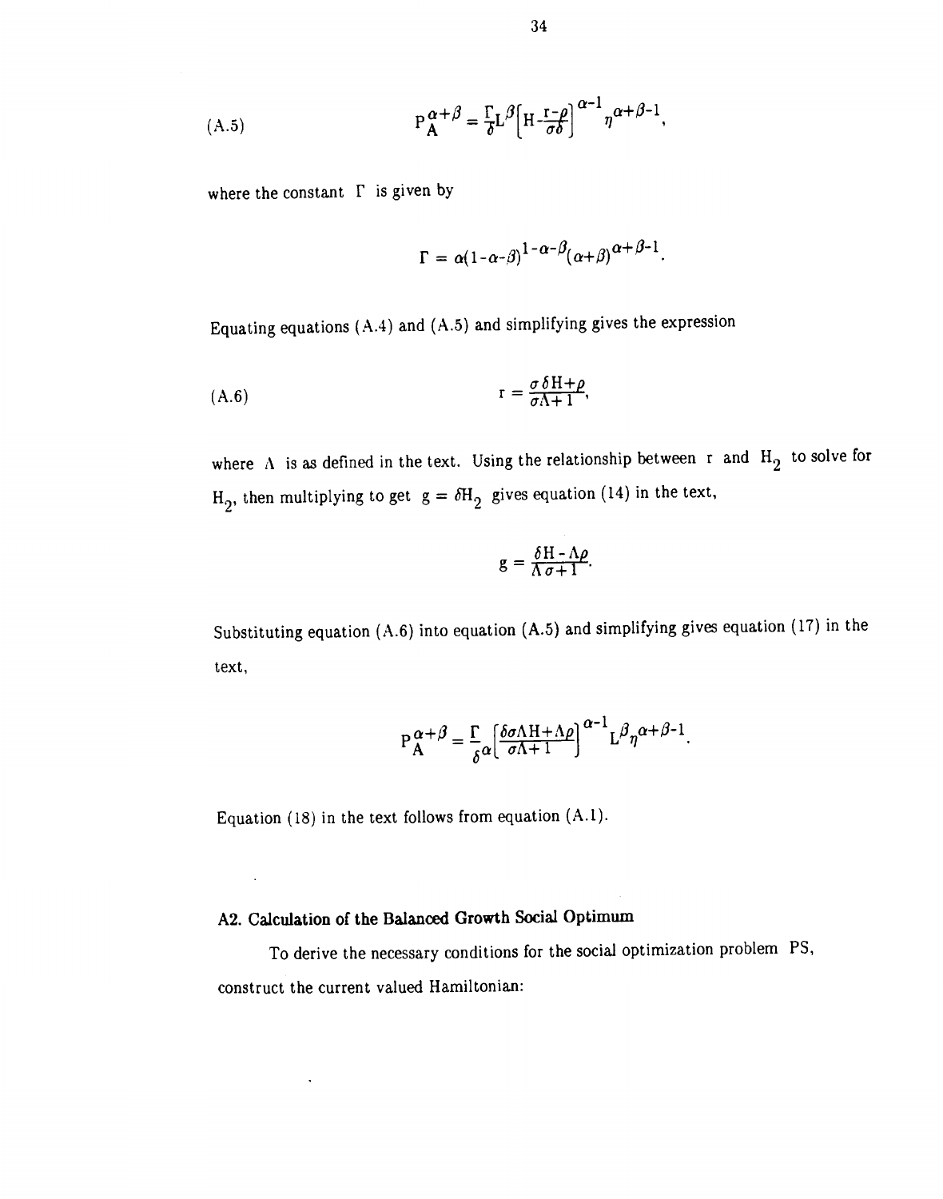$$\text{(A.5)} \qquad P_A^{\alpha+\beta} = \frac{\Gamma}{\delta} L^{\beta} \left[ H - \frac{r-\rho}{\sigma\delta} \right]^{\alpha-1} \eta^{\alpha+\beta-1},$$

where the constant $\Gamma$ is given by

$$\Gamma = \alpha(1-\alpha-\beta)^{1-\alpha-\beta}(\alpha+\beta)^{\alpha+\beta-1}.$$

Equating equations (A.4) and (A.5) and simplifying gives the expression

$$\text{(A.6)} \qquad r = \frac{\sigma\delta H + \rho}{\sigma\Lambda + 1},$$

where $\Lambda$ is as defined in the text. Using the relationship between $r$ and $H_2$ to solve for $H_2$, then multiplying to get $g = \delta H_2$ gives equation (14) in the text,

$$g = \frac{\delta H - \Lambda\rho}{\Lambda\sigma + 1}.$$

Substituting equation (A.6) into equation (A.5) and simplifying gives equation (17) in the text,

$$P_A^{\alpha+\beta} = \frac{\Gamma}{\delta^{\alpha}} \left[ \frac{\delta\sigma\Lambda H + \Lambda\rho}{\sigma\Lambda + 1} \right]^{\alpha-1} L^{\beta} \eta^{\alpha+\beta-1}.$$

Equation (18) in the text follows from equation (A.1).

## A2. Calculation of the Balanced Growth Social Optimum

To derive the necessary conditions for the social optimization problem PS, construct the current valued Hamiltonian: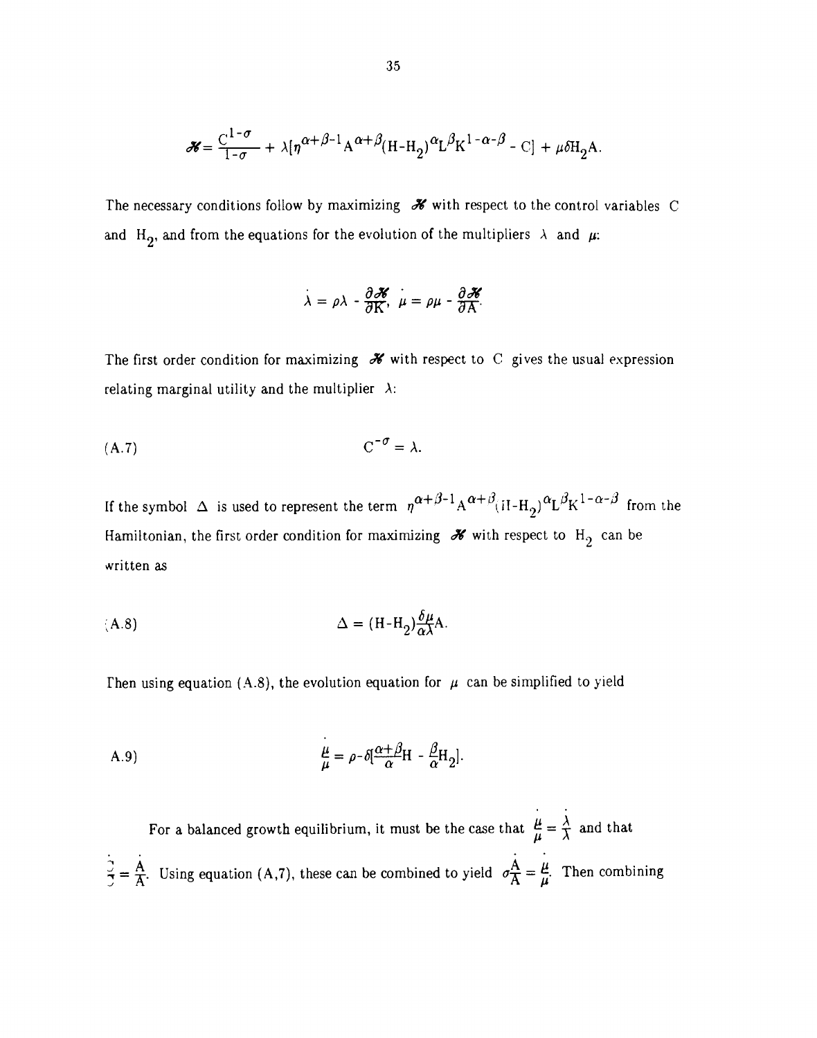$$\mathcal{H} = \frac{C^{1-\sigma}}{1-\sigma} + \lambda[\eta^{\alpha+\beta-1}A^{\alpha+\beta}(H-H_2)^{\alpha}L^{\beta}K^{1-\alpha-\beta} - C] + \mu\delta H_2 A.$$

The necessary conditions follow by maximizing $\mathcal{H}$ with respect to the control variables C and $H_2$, and from the equations for the evolution of the multipliers $\lambda$ and $\mu$:

$$\dot{\lambda} = \rho\lambda - \frac{\partial\mathcal{H}}{\partial K}, \quad \dot{\mu} = \rho\mu - \frac{\partial\mathcal{H}}{\partial A}.$$

The first order condition for maximizing $\mathcal{H}$ with respect to C gives the usual expression relating marginal utility and the multiplier $\lambda$:

$$C^{-\sigma} = \lambda. \tag{A.7}$$

If the symbol $\Delta$ is used to represent the term $\eta^{\alpha+\beta-1}A^{\alpha+\beta}(H-H_2)^{\alpha}L^{\beta}K^{1-\alpha-\beta}$ from the Hamiltonian, the first order condition for maximizing $\mathcal{H}$ with respect to $H_2$ can be written as

$$\Delta = (H-H_2)\frac{\delta\mu}{\alpha\lambda}A. \tag{A.8}$$

Then using equation (A.8), the evolution equation for $\mu$ can be simplified to yield

$$\frac{\dot{\mu}}{\mu} = \rho - \delta[\frac{\alpha+\beta}{\alpha}H - \frac{\beta}{\alpha}H_2]. \tag{A.9}$$

For a balanced growth equilibrium, it must be the case that $\frac{\dot{\mu}}{\mu} = \frac{\dot{\lambda}}{\lambda}$ and that $\frac{\dot{C}}{C} = \frac{\dot{A}}{A}$. Using equation (A,7), these can be combined to yield $\sigma\frac{\dot{A}}{A} = \frac{\dot{\mu}}{\mu}$. Then combining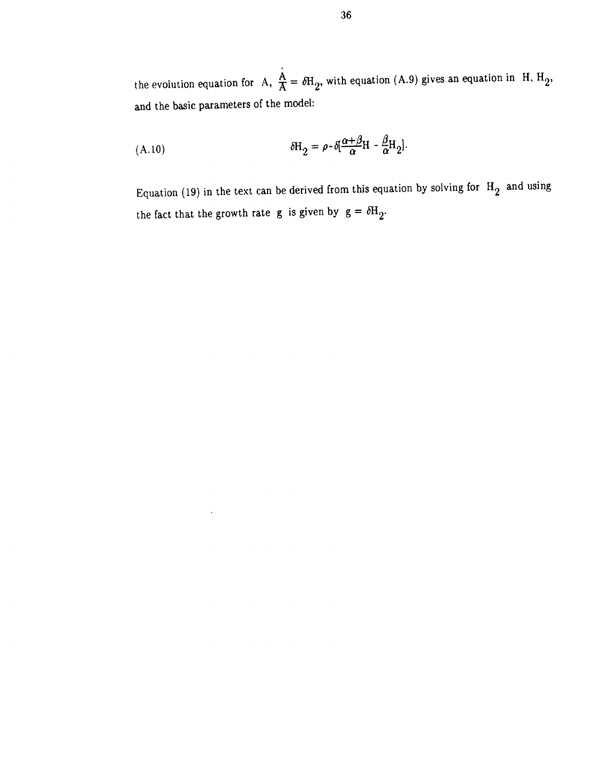the evolution equation for A, $\frac{\dot{A}}{A} = \delta H_2$, with equation (A.9) gives an equation in H, $H_2$, and the basic parameters of the model:

$$\delta H_2 = \rho - \delta\left[\frac{\alpha+\beta}{\alpha} H - \frac{\beta}{\alpha} H_2\right]. \tag{A.10}$$

Equation (19) in the text can be derived from this equation by solving for $H_2$ and using the fact that the growth rate g is given by $g = \delta H_2$.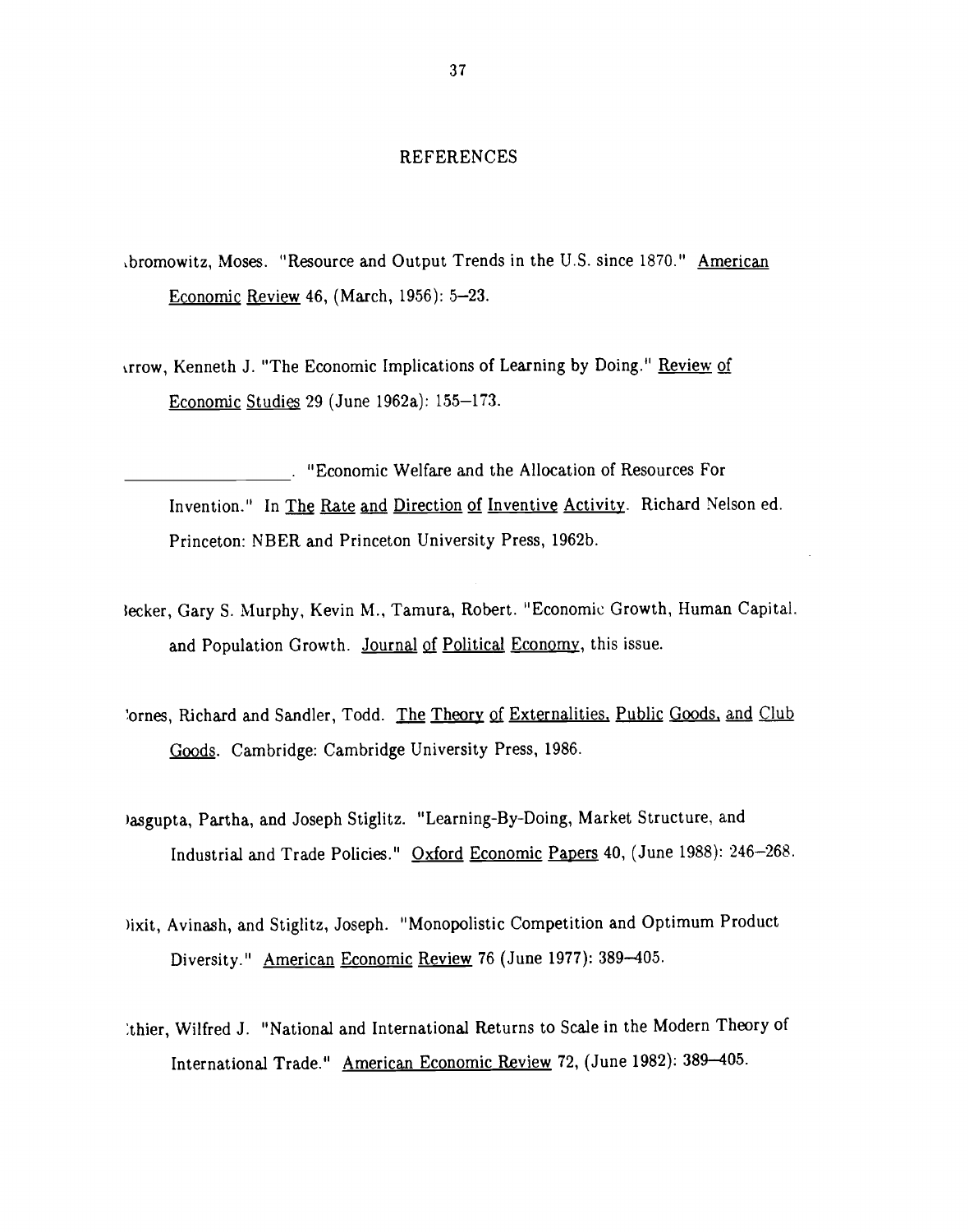# REFERENCES

ıbromowitz, Moses. "Resource and Output Trends in the U.S. since 1870." American Economic Review 46, (March, 1956): 5–23.

ırrow, Kenneth J. "The Economic Implications of Learning by Doing." Review of Economic Studies 29 (June 1962a): 155–173.

__________________. "Economic Welfare and the Allocation of Resources For Invention." In The Rate and Direction of Inventive Activity. Richard Nelson ed. Princeton: NBER and Princeton University Press, 1962b.

ꞁecker, Gary S. Murphy, Kevin M., Tamura, Robert. "Economic Growth, Human Capital, and Population Growth. Journal of Political Economy, this issue.

ˈornes, Richard and Sandler, Todd. The Theory of Externalities, Public Goods, and Club Goods. Cambridge: Cambridge University Press, 1986.

ɔasgupta, Partha, and Joseph Stiglitz. "Learning-By-Doing, Market Structure, and Industrial and Trade Policies." Oxford Economic Papers 40, (June 1988): 246–268.

ɔixit, Avinash, and Stiglitz, Joseph. "Monopolistic Competition and Optimum Product Diversity." American Economic Review 76 (June 1977): 389–405.

ːthier, Wilfred J. "National and International Returns to Scale in the Modern Theory of International Trade." American Economic Review 72, (June 1982): 389–405.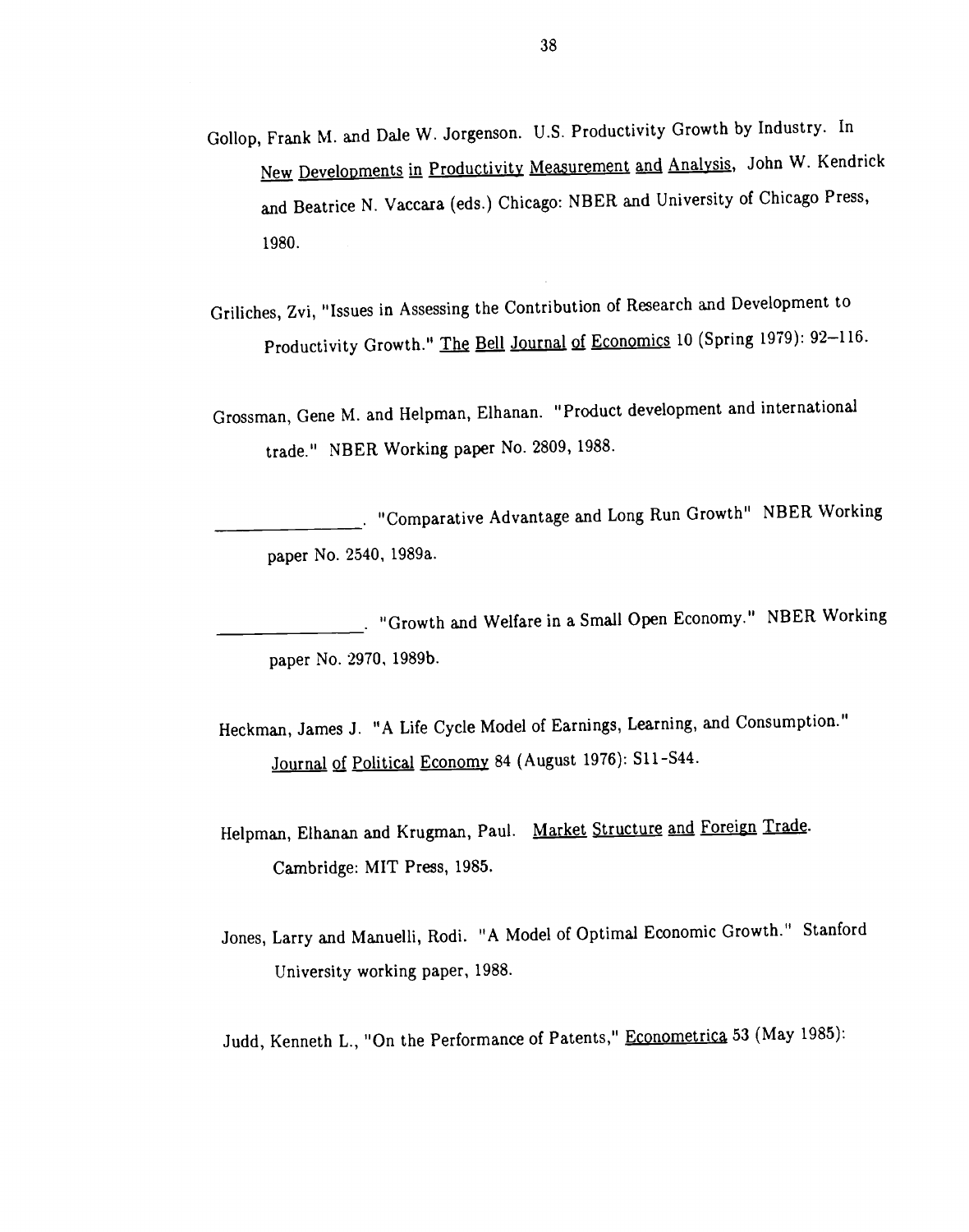Gollop, Frank M. and Dale W. Jorgenson. U.S. Productivity Growth by Industry. In New Developments in Productivity Measurement and Analysis, John W. Kendrick and Beatrice N. Vaccara (eds.) Chicago: NBER and University of Chicago Press, 1980.

Griliches, Zvi, "Issues in Assessing the Contribution of Research and Development to Productivity Growth." The Bell Journal of Economics 10 (Spring 1979): 92–116.

Grossman, Gene M. and Helpman, Elhanan. "Product development and international trade." NBER Working paper No. 2809, 1988.

\_\_\_\_\_\_\_\_\_\_\_\_\_\_\_\_. "Comparative Advantage and Long Run Growth" NBER Working paper No. 2540, 1989a.

\_\_\_\_\_\_\_\_\_\_\_\_\_\_\_\_. "Growth and Welfare in a Small Open Economy." NBER Working paper No. 2970, 1989b.

Heckman, James J. "A Life Cycle Model of Earnings, Learning, and Consumption." Journal of Political Economy 84 (August 1976): S11-S44.

Helpman, Elhanan and Krugman, Paul. Market Structure and Foreign Trade. Cambridge: MIT Press, 1985.

Jones, Larry and Manuelli, Rodi. "A Model of Optimal Economic Growth." Stanford University working paper, 1988.

Judd, Kenneth L., "On the Performance of Patents," Econometrica 53 (May 1985):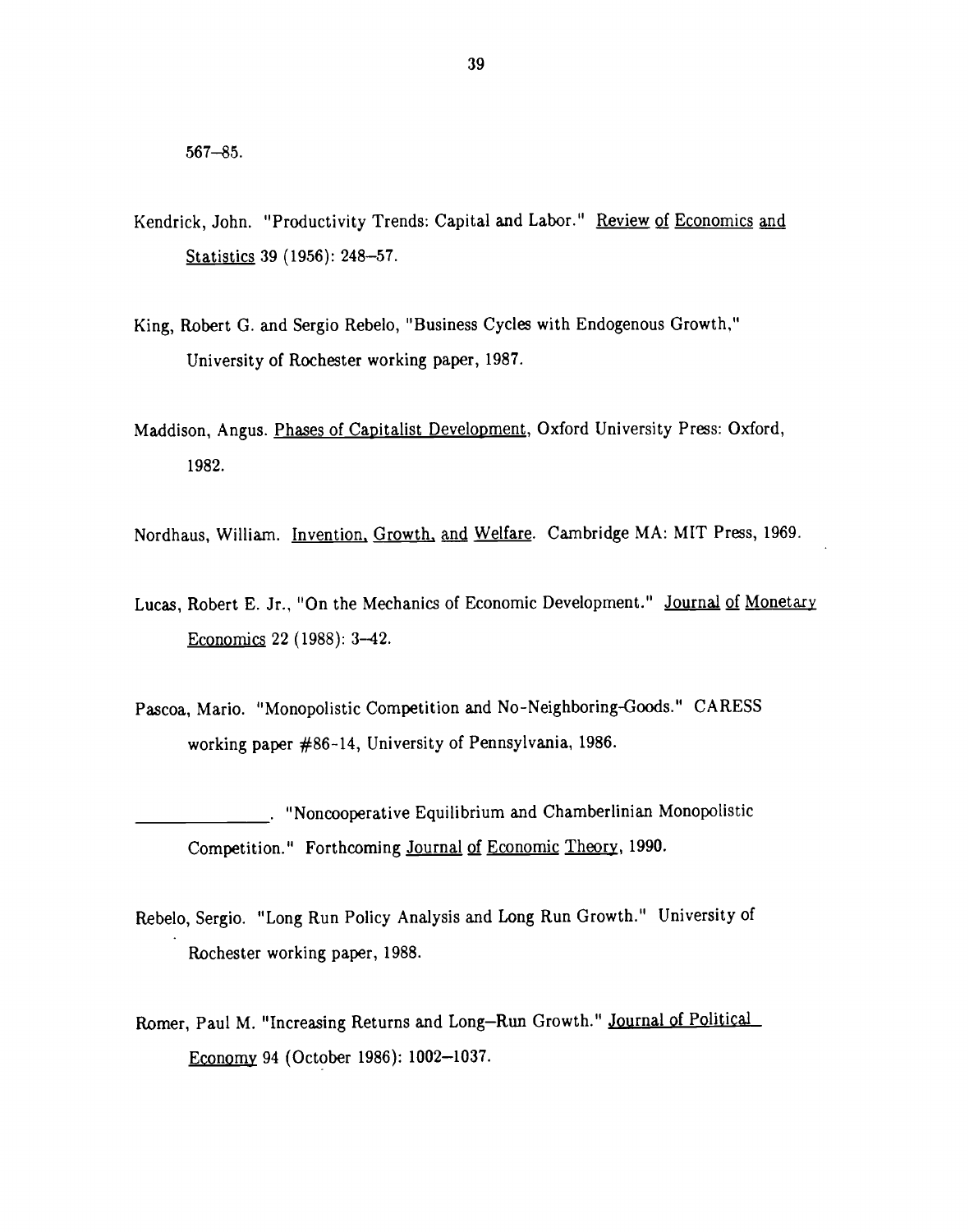567–85.

Kendrick, John. "Productivity Trends: Capital and Labor." Review of Economics and Statistics 39 (1956): 248–57.

King, Robert G. and Sergio Rebelo, "Business Cycles with Endogenous Growth," University of Rochester working paper, 1987.

Maddison, Angus. Phases of Capitalist Development, Oxford University Press: Oxford, 1982.

Nordhaus, William. Invention, Growth, and Welfare. Cambridge MA: MIT Press, 1969.

Lucas, Robert E. Jr., "On the Mechanics of Economic Development." Journal of Monetary Economics 22 (1988): 3–42.

Pascoa, Mario. "Monopolistic Competition and No-Neighboring-Goods." CARESS working paper #86-14, University of Pennsylvania, 1986.

\_\_\_\_\_\_\_\_\_\_\_\_\_\_. "Noncooperative Equilibrium and Chamberlinian Monopolistic Competition." Forthcoming Journal of Economic Theory, 1990.

Rebelo, Sergio. "Long Run Policy Analysis and Long Run Growth." University of Rochester working paper, 1988.

Romer, Paul M. "Increasing Returns and Long–Run Growth." Journal of Political Economy 94 (October 1986): 1002–1037.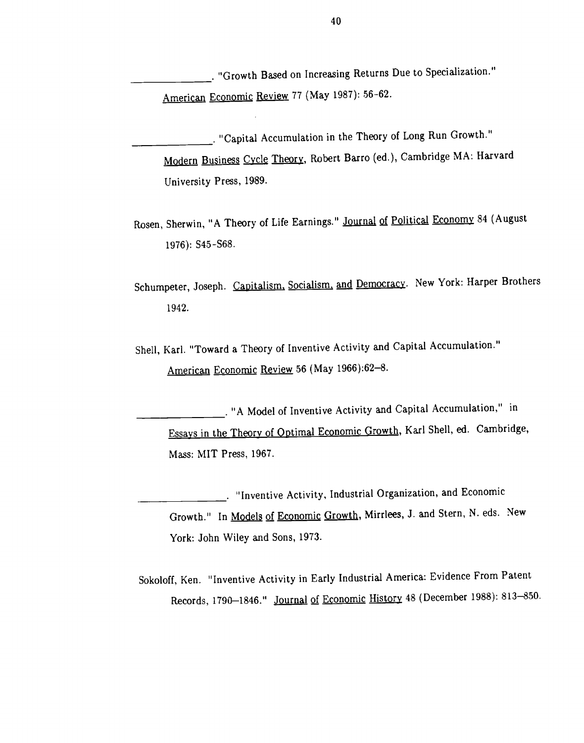\_\_\_\_\_\_\_\_\_\_\_\_\_\_. "Growth Based on Increasing Returns Due to Specialization." American Economic Review 77 (May 1987): 56-62.

\_\_\_\_\_\_\_\_\_\_\_\_\_\_. "Capital Accumulation in the Theory of Long Run Growth." Modern Business Cycle Theory, Robert Barro (ed.), Cambridge MA: Harvard University Press, 1989.

Rosen, Sherwin, "A Theory of Life Earnings." Journal of Political Economy 84 (August 1976): S45-S68.

Schumpeter, Joseph. Capitalism, Socialism, and Democracy. New York: Harper Brothers 1942.

Shell, Karl. "Toward a Theory of Inventive Activity and Capital Accumulation." American Economic Review 56 (May 1966):62–8.

\_\_\_\_\_\_\_\_\_\_\_\_\_\_\_\_. "A Model of Inventive Activity and Capital Accumulation," in Essays in the Theory of Optimal Economic Growth, Karl Shell, ed. Cambridge, Mass: MIT Press, 1967.

\_\_\_\_\_\_\_\_\_\_\_\_\_\_\_\_. "Inventive Activity, Industrial Organization, and Economic Growth." In Models of Economic Growth, Mirrlees, J. and Stern, N. eds. New York: John Wiley and Sons, 1973.

Sokoloff, Ken. "Inventive Activity in Early Industrial America: Evidence From Patent Records, 1790–1846." Journal of Economic History 48 (December 1988): 813–850.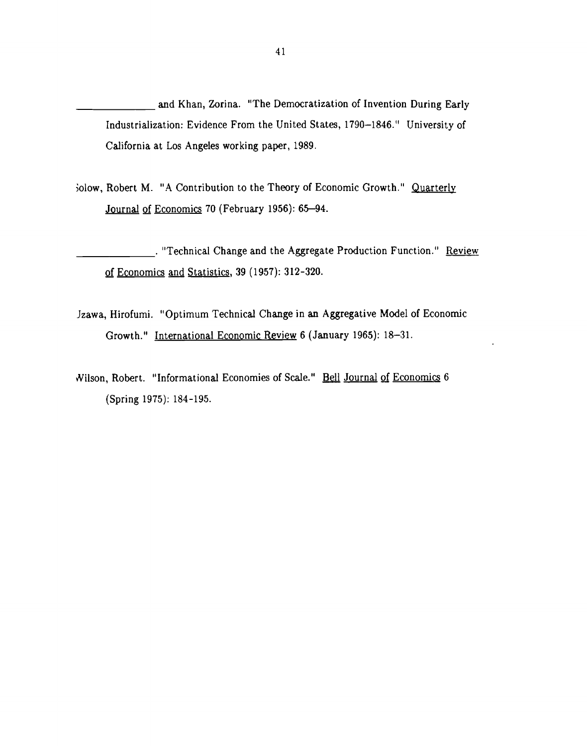\_\_\_\_\_\_\_\_\_\_\_\_\_\_ and Khan, Zorina. "The Democratization of Invention During Early Industrialization: Evidence From the United States, 1790–1846." University of California at Los Angeles working paper, 1989.

Solow, Robert M. "A Contribution to the Theory of Economic Growth." Quarterly Journal of Economics 70 (February 1956): 65–94.

\_\_\_\_\_\_\_\_\_\_\_\_\_\_. "Technical Change and the Aggregate Production Function." Review of Economics and Statistics, 39 (1957): 312-320.

Uzawa, Hirofumi. "Optimum Technical Change in an Aggregative Model of Economic Growth." International Economic Review 6 (January 1965): 18–31.

Wilson, Robert. "Informational Economies of Scale." Bell Journal of Economics 6 (Spring 1975): 184-195.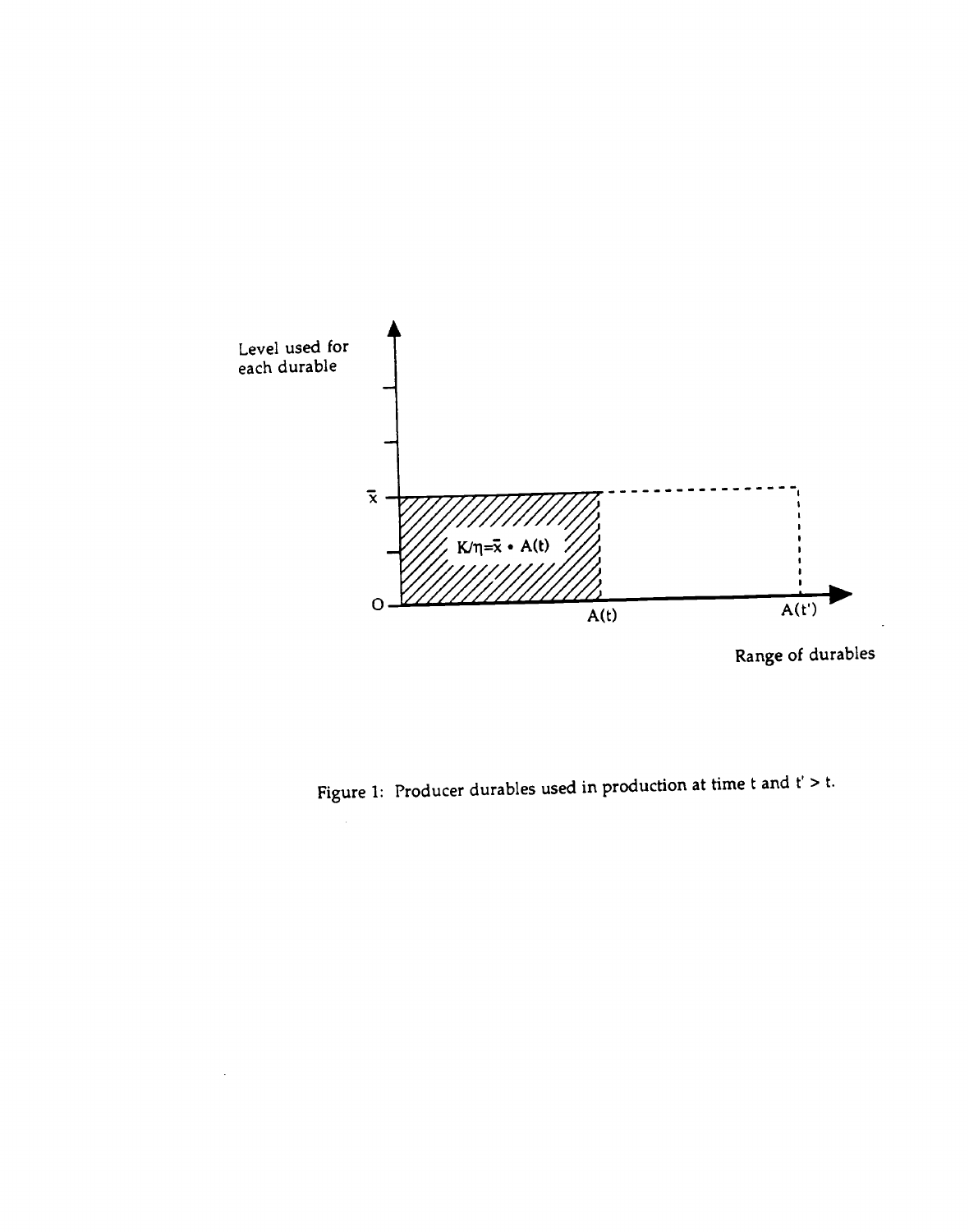Figure 1: Producer durables used in production at time t and $t' > t$.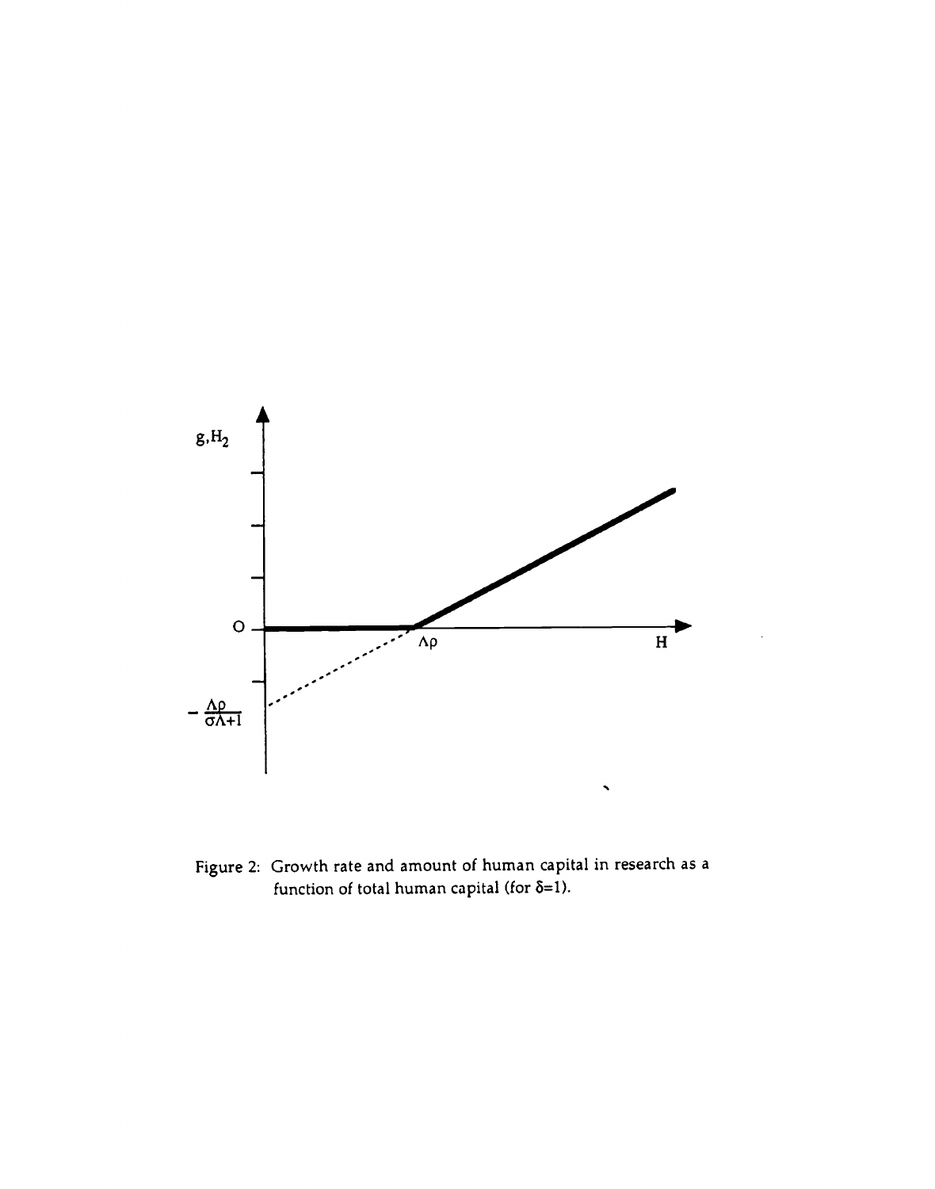$g, H_2$

O

$\Lambda\rho$

H

$-\frac{\Lambda\rho}{\sigma\Lambda+1}$

Figure 2: Growth rate and amount of human capital in research as a function of total human capital (for $\delta=1$).